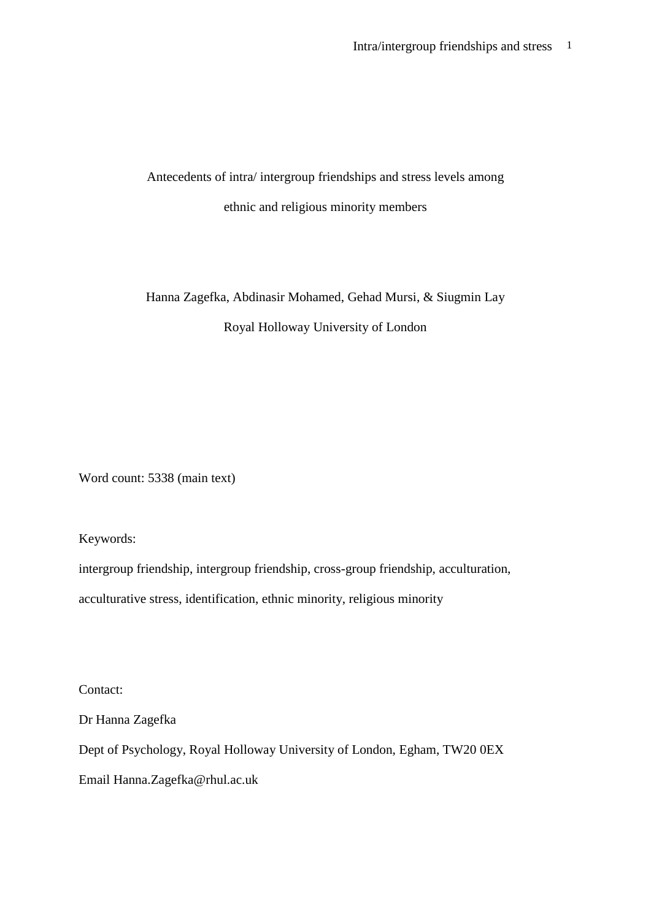# Antecedents of intra/ intergroup friendships and stress levels among ethnic and religious minority members

Hanna Zagefka, Abdinasir Mohamed, Gehad Mursi, & Siugmin Lay

Royal Holloway University of London

Word count: 5338 (main text)

Keywords:

intergroup friendship, intergroup friendship, cross-group friendship, acculturation, acculturative stress, identification, ethnic minority, religious minority

Contact:

Dr Hanna Zagefka

Dept of Psychology, Royal Holloway University of London, Egham, TW20 0EX

Email Hanna.Zagefka@rhul.ac.uk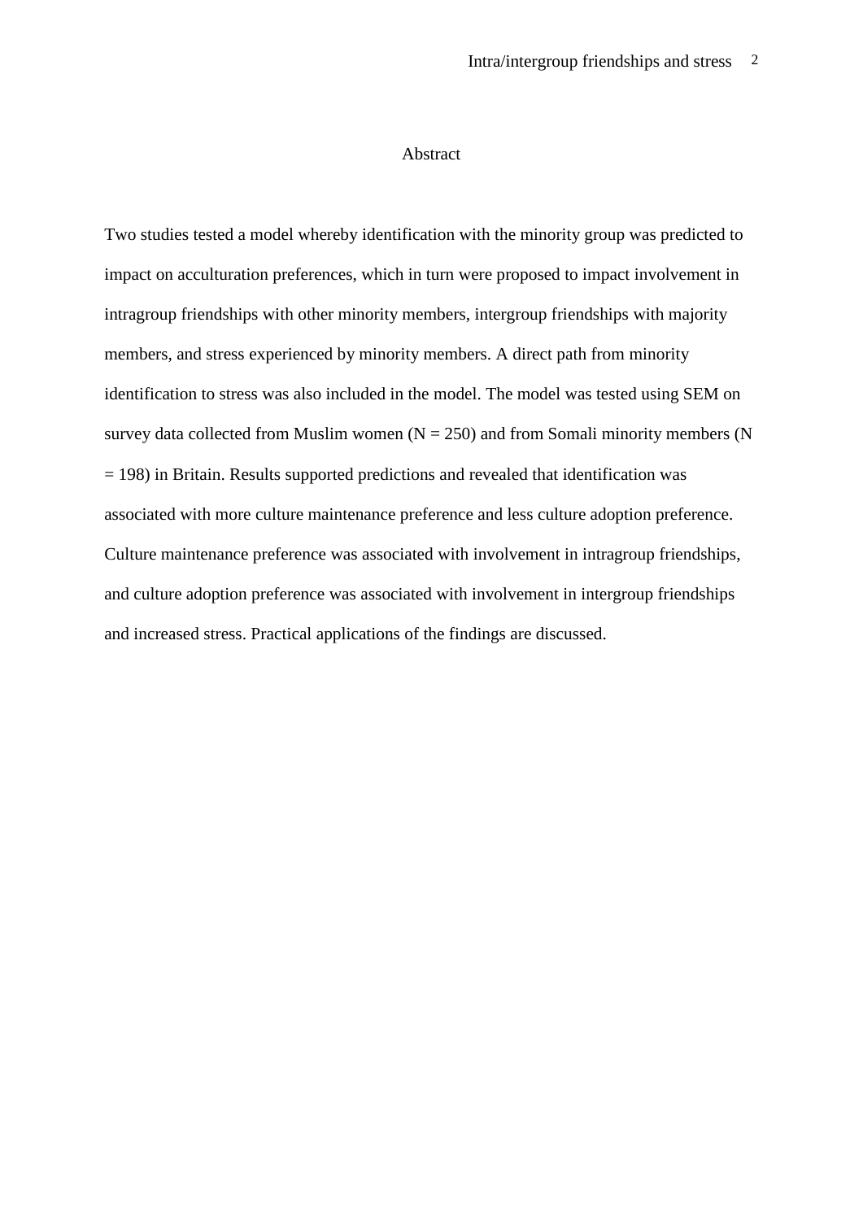# Abstract

Two studies tested a model whereby identification with the minority group was predicted to impact on acculturation preferences, which in turn were proposed to impact involvement in intragroup friendships with other minority members, intergroup friendships with majority members, and stress experienced by minority members. A direct path from minority identification to stress was also included in the model. The model was tested using SEM on survey data collected from Muslim women ($N = 250$) and from Somali minority members ($N = 198$) in Britain. Results supported predictions and revealed that identification was associated with more culture maintenance preference and less culture adoption preference. Culture maintenance preference was associated with involvement in intragroup friendships, and culture adoption preference was associated with involvement in intergroup friendships and increased stress. Practical applications of the findings are discussed.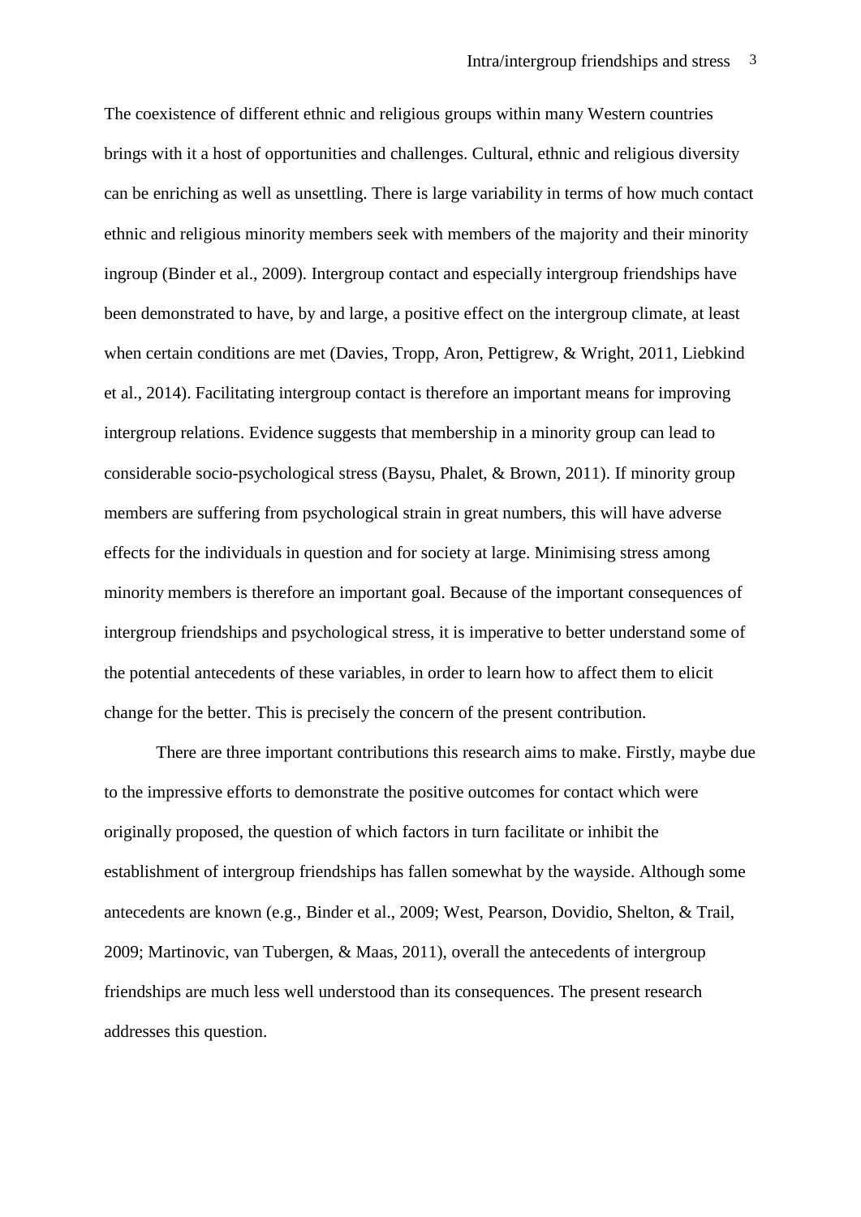The coexistence of different ethnic and religious groups within many Western countries brings with it a host of opportunities and challenges. Cultural, ethnic and religious diversity can be enriching as well as unsettling. There is large variability in terms of how much contact ethnic and religious minority members seek with members of the majority and their minority ingroup (Binder et al., 2009). Intergroup contact and especially intergroup friendships have been demonstrated to have, by and large, a positive effect on the intergroup climate, at least when certain conditions are met (Davies, Tropp, Aron, Pettigrew, & Wright, 2011, Liebkind et al., 2014). Facilitating intergroup contact is therefore an important means for improving intergroup relations. Evidence suggests that membership in a minority group can lead to considerable socio-psychological stress (Baysu, Phalet, & Brown, 2011). If minority group members are suffering from psychological strain in great numbers, this will have adverse effects for the individuals in question and for society at large. Minimising stress among minority members is therefore an important goal. Because of the important consequences of intergroup friendships and psychological stress, it is imperative to better understand some of the potential antecedents of these variables, in order to learn how to affect them to elicit change for the better. This is precisely the concern of the present contribution.

There are three important contributions this research aims to make. Firstly, maybe due to the impressive efforts to demonstrate the positive outcomes for contact which were originally proposed, the question of which factors in turn facilitate or inhibit the establishment of intergroup friendships has fallen somewhat by the wayside. Although some antecedents are known (e.g., Binder et al., 2009; West, Pearson, Dovidio, Shelton, & Trail, 2009; Martinovic, van Tubergen, & Maas, 2011), overall the antecedents of intergroup friendships are much less well understood than its consequences. The present research addresses this question.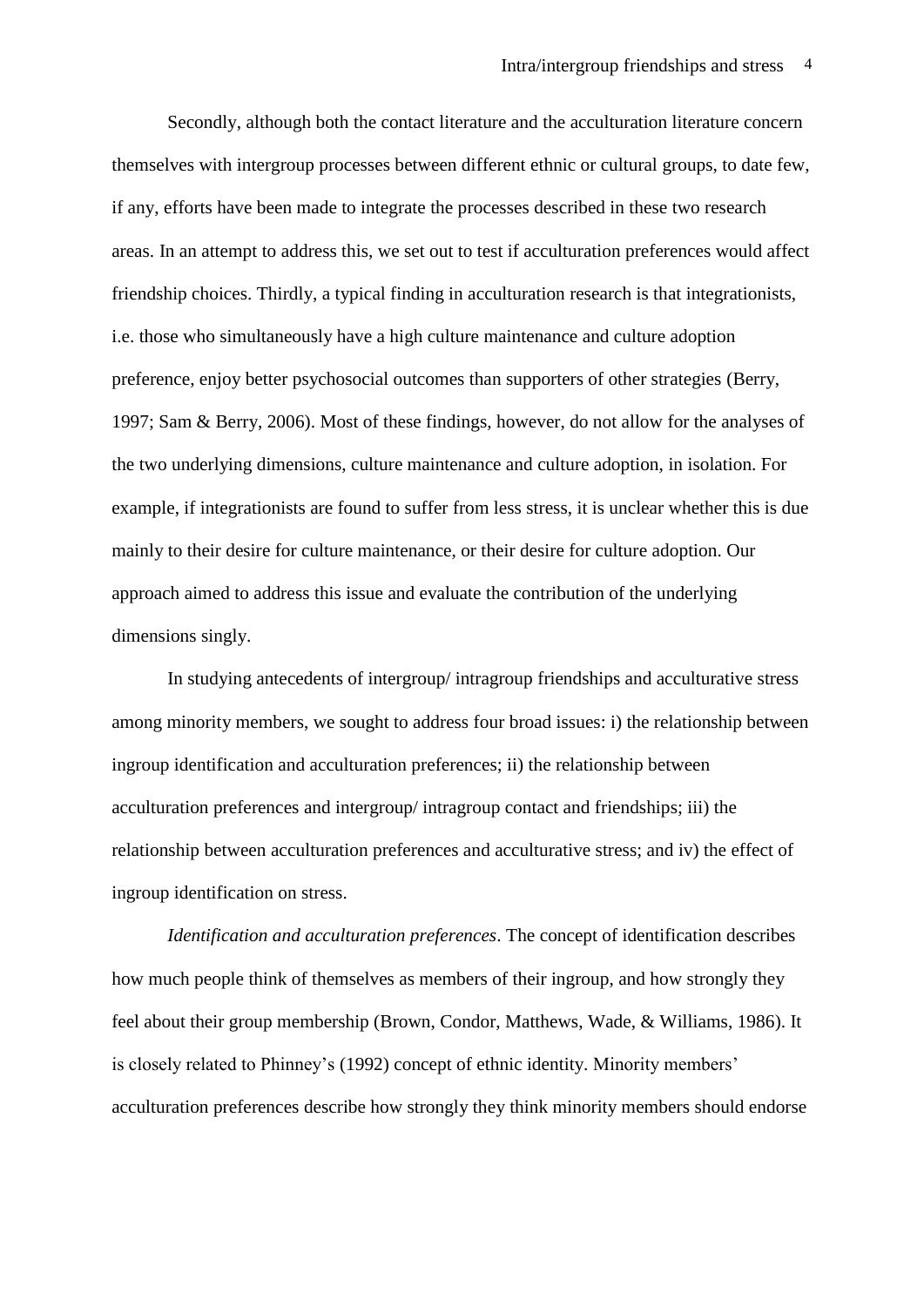Secondly, although both the contact literature and the acculturation literature concern themselves with intergroup processes between different ethnic or cultural groups, to date few, if any, efforts have been made to integrate the processes described in these two research areas. In an attempt to address this, we set out to test if acculturation preferences would affect friendship choices. Thirdly, a typical finding in acculturation research is that integrationists, i.e. those who simultaneously have a high culture maintenance and culture adoption preference, enjoy better psychosocial outcomes than supporters of other strategies (Berry, 1997; Sam & Berry, 2006). Most of these findings, however, do not allow for the analyses of the two underlying dimensions, culture maintenance and culture adoption, in isolation. For example, if integrationists are found to suffer from less stress, it is unclear whether this is due mainly to their desire for culture maintenance, or their desire for culture adoption. Our approach aimed to address this issue and evaluate the contribution of the underlying dimensions singly.

In studying antecedents of intergroup/ intragroup friendships and acculturative stress among minority members, we sought to address four broad issues: i) the relationship between ingroup identification and acculturation preferences; ii) the relationship between acculturation preferences and intergroup/ intragroup contact and friendships; iii) the relationship between acculturation preferences and acculturative stress; and iv) the effect of ingroup identification on stress.

*Identification and acculturation preferences*. The concept of identification describes how much people think of themselves as members of their ingroup, and how strongly they feel about their group membership (Brown, Condor, Matthews, Wade, & Williams, 1986). It is closely related to Phinney's (1992) concept of ethnic identity. Minority members' acculturation preferences describe how strongly they think minority members should endorse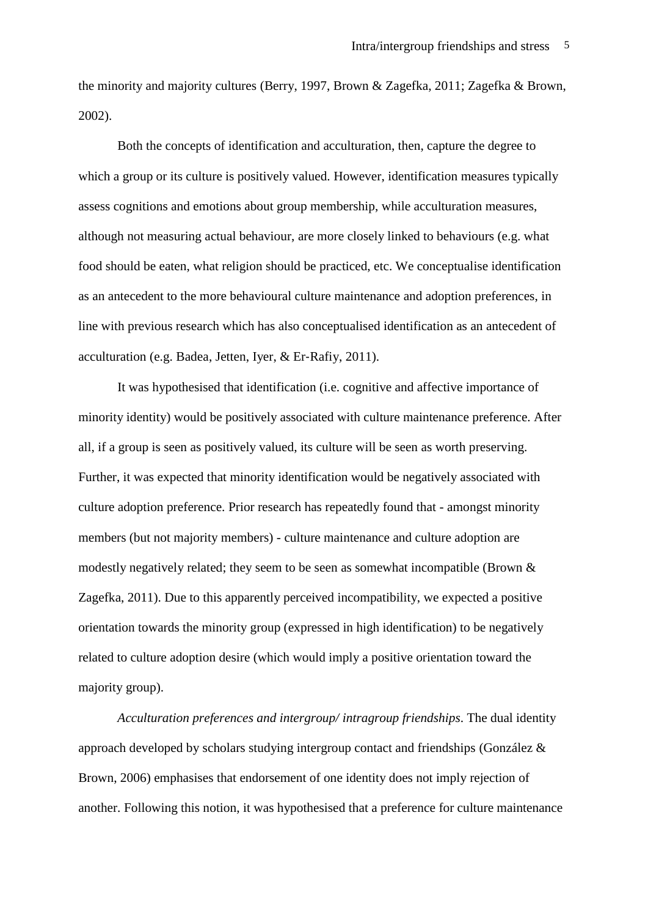the minority and majority cultures (Berry, 1997, Brown & Zagefka, 2011; Zagefka & Brown, 2002).

Both the concepts of identification and acculturation, then, capture the degree to which a group or its culture is positively valued. However, identification measures typically assess cognitions and emotions about group membership, while acculturation measures, although not measuring actual behaviour, are more closely linked to behaviours (e.g. what food should be eaten, what religion should be practiced, etc. We conceptualise identification as an antecedent to the more behavioural culture maintenance and adoption preferences, in line with previous research which has also conceptualised identification as an antecedent of acculturation (e.g. Badea, Jetten, Iyer, & Er-Rafiy, 2011).

It was hypothesised that identification (i.e. cognitive and affective importance of minority identity) would be positively associated with culture maintenance preference. After all, if a group is seen as positively valued, its culture will be seen as worth preserving. Further, it was expected that minority identification would be negatively associated with culture adoption preference. Prior research has repeatedly found that - amongst minority members (but not majority members) - culture maintenance and culture adoption are modestly negatively related; they seem to be seen as somewhat incompatible (Brown & Zagefka, 2011). Due to this apparently perceived incompatibility, we expected a positive orientation towards the minority group (expressed in high identification) to be negatively related to culture adoption desire (which would imply a positive orientation toward the majority group).

*Acculturation preferences and intergroup/ intragroup friendships*. The dual identity approach developed by scholars studying intergroup contact and friendships (González & Brown, 2006) emphasises that endorsement of one identity does not imply rejection of another. Following this notion, it was hypothesised that a preference for culture maintenance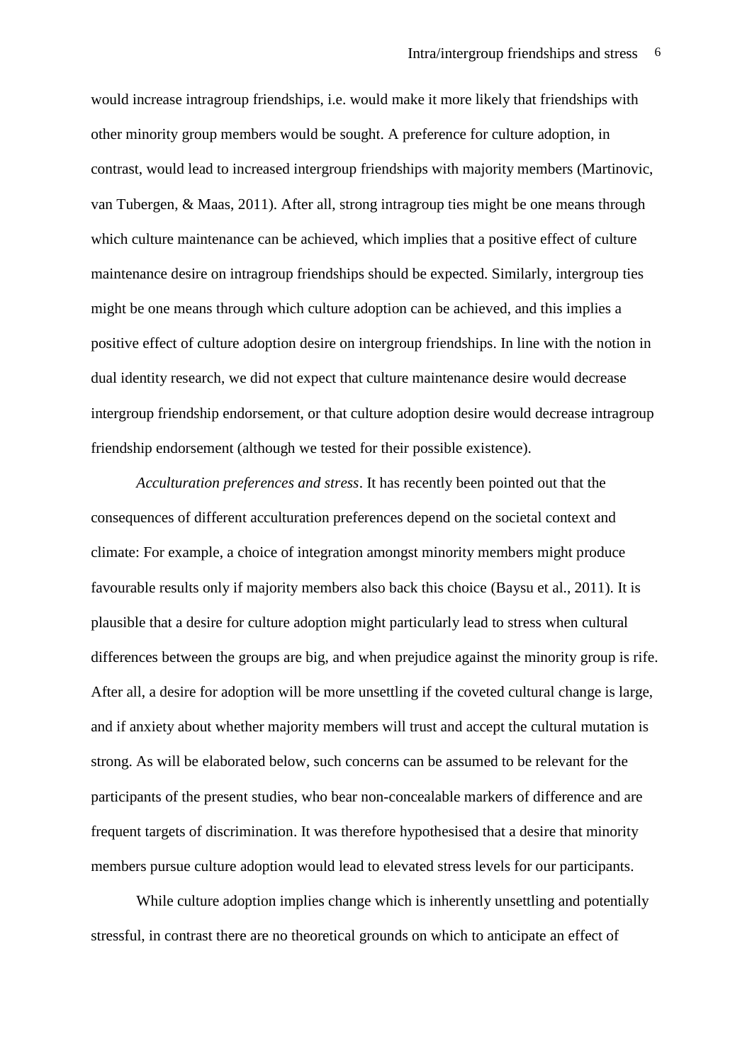would increase intragroup friendships, i.e. would make it more likely that friendships with other minority group members would be sought. A preference for culture adoption, in contrast, would lead to increased intergroup friendships with majority members (Martinovic, van Tubergen, & Maas, 2011). After all, strong intragroup ties might be one means through which culture maintenance can be achieved, which implies that a positive effect of culture maintenance desire on intragroup friendships should be expected. Similarly, intergroup ties might be one means through which culture adoption can be achieved, and this implies a positive effect of culture adoption desire on intergroup friendships. In line with the notion in dual identity research, we did not expect that culture maintenance desire would decrease intergroup friendship endorsement, or that culture adoption desire would decrease intragroup friendship endorsement (although we tested for their possible existence).

*Acculturation preferences and stress*. It has recently been pointed out that the consequences of different acculturation preferences depend on the societal context and climate: For example, a choice of integration amongst minority members might produce favourable results only if majority members also back this choice (Baysu et al., 2011). It is plausible that a desire for culture adoption might particularly lead to stress when cultural differences between the groups are big, and when prejudice against the minority group is rife. After all, a desire for adoption will be more unsettling if the coveted cultural change is large, and if anxiety about whether majority members will trust and accept the cultural mutation is strong. As will be elaborated below, such concerns can be assumed to be relevant for the participants of the present studies, who bear non-concealable markers of difference and are frequent targets of discrimination. It was therefore hypothesised that a desire that minority members pursue culture adoption would lead to elevated stress levels for our participants.

While culture adoption implies change which is inherently unsettling and potentially stressful, in contrast there are no theoretical grounds on which to anticipate an effect of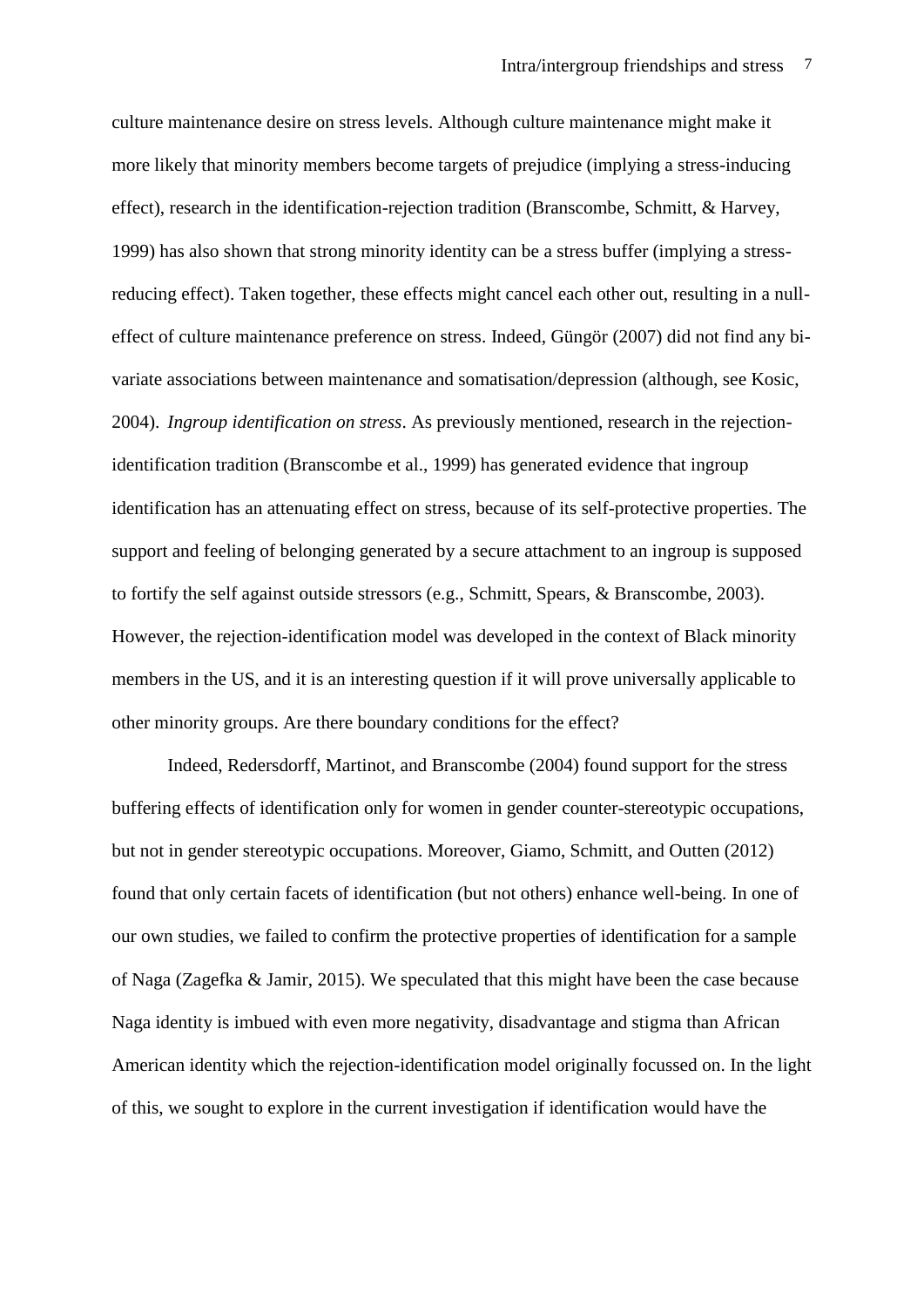culture maintenance desire on stress levels. Although culture maintenance might make it more likely that minority members become targets of prejudice (implying a stress-inducing effect), research in the identification-rejection tradition (Branscombe, Schmitt, & Harvey, 1999) has also shown that strong minority identity can be a stress buffer (implying a stress-reducing effect). Taken together, these effects might cancel each other out, resulting in a null-effect of culture maintenance preference on stress. Indeed, Güngör (2007) did not find any bi-variate associations between maintenance and somatisation/depression (although, see Kosic, 2004). *Ingroup identification on stress*. As previously mentioned, research in the rejection-identification tradition (Branscombe et al., 1999) has generated evidence that ingroup identification has an attenuating effect on stress, because of its self-protective properties. The support and feeling of belonging generated by a secure attachment to an ingroup is supposed to fortify the self against outside stressors (e.g., Schmitt, Spears, & Branscombe, 2003). However, the rejection-identification model was developed in the context of Black minority members in the US, and it is an interesting question if it will prove universally applicable to other minority groups. Are there boundary conditions for the effect?

Indeed, Redersdorff, Martinot, and Branscombe (2004) found support for the stress buffering effects of identification only for women in gender counter-stereotypic occupations, but not in gender stereotypic occupations. Moreover, Giamo, Schmitt, and Outten (2012) found that only certain facets of identification (but not others) enhance well-being. In one of our own studies, we failed to confirm the protective properties of identification for a sample of Naga (Zagefka & Jamir, 2015). We speculated that this might have been the case because Naga identity is imbued with even more negativity, disadvantage and stigma than African American identity which the rejection-identification model originally focussed on. In the light of this, we sought to explore in the current investigation if identification would have the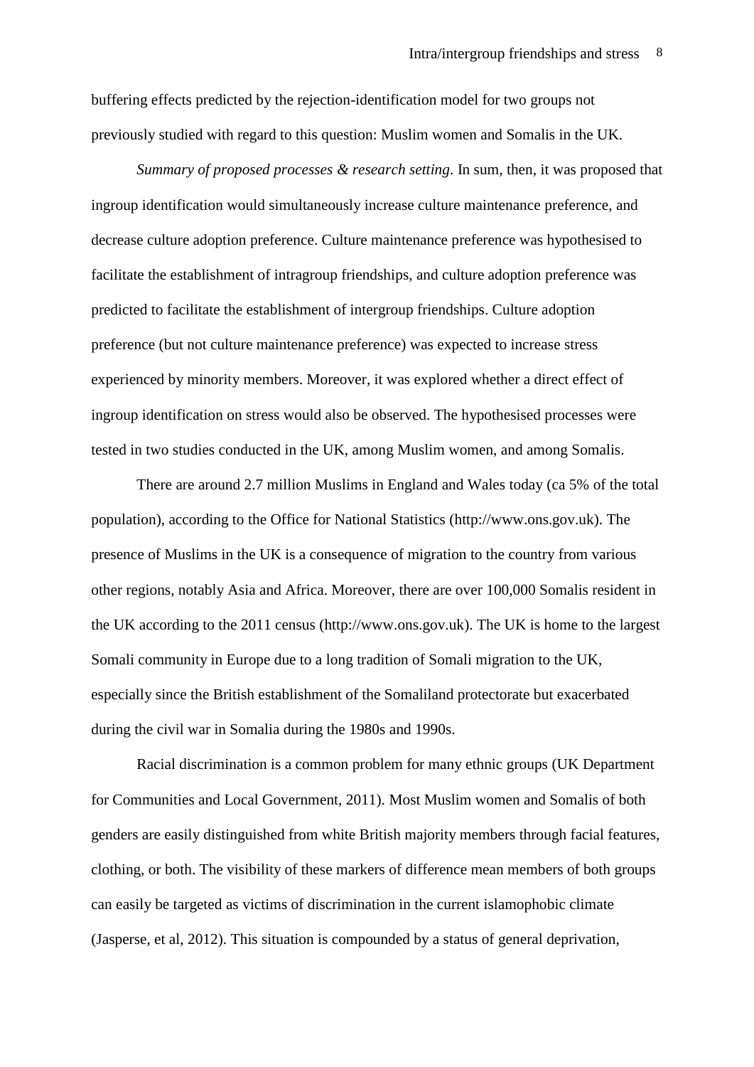buffering effects predicted by the rejection-identification model for two groups not previously studied with regard to this question: Muslim women and Somalis in the UK.

*Summary of proposed processes & research setting*. In sum, then, it was proposed that ingroup identification would simultaneously increase culture maintenance preference, and decrease culture adoption preference. Culture maintenance preference was hypothesised to facilitate the establishment of intragroup friendships, and culture adoption preference was predicted to facilitate the establishment of intergroup friendships. Culture adoption preference (but not culture maintenance preference) was expected to increase stress experienced by minority members. Moreover, it was explored whether a direct effect of ingroup identification on stress would also be observed. The hypothesised processes were tested in two studies conducted in the UK, among Muslim women, and among Somalis.

There are around 2.7 million Muslims in England and Wales today (ca 5% of the total population), according to the Office for National Statistics (http://www.ons.gov.uk). The presence of Muslims in the UK is a consequence of migration to the country from various other regions, notably Asia and Africa. Moreover, there are over 100,000 Somalis resident in the UK according to the 2011 census (http://www.ons.gov.uk). The UK is home to the largest Somali community in Europe due to a long tradition of Somali migration to the UK, especially since the British establishment of the Somaliland protectorate but exacerbated during the civil war in Somalia during the 1980s and 1990s.

Racial discrimination is a common problem for many ethnic groups (UK Department for Communities and Local Government, 2011). Most Muslim women and Somalis of both genders are easily distinguished from white British majority members through facial features, clothing, or both. The visibility of these markers of difference mean members of both groups can easily be targeted as victims of discrimination in the current islamophobic climate (Jasperse, et al, 2012). This situation is compounded by a status of general deprivation,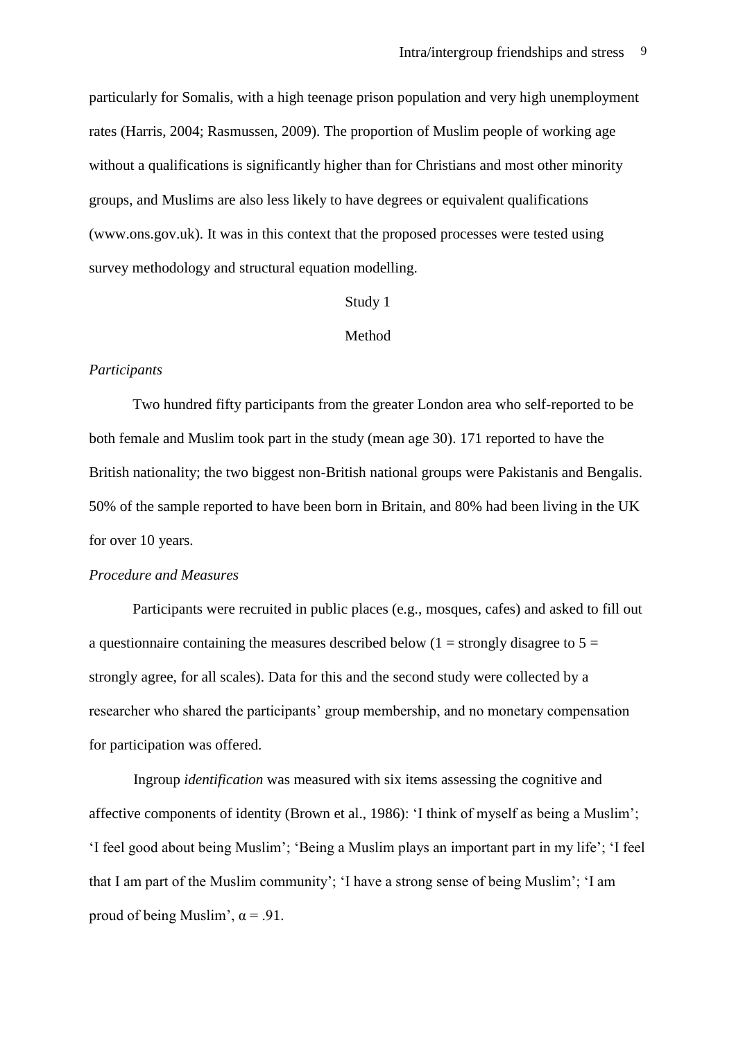particularly for Somalis, with a high teenage prison population and very high unemployment rates (Harris, 2004; Rasmussen, 2009). The proportion of Muslim people of working age without a qualifications is significantly higher than for Christians and most other minority groups, and Muslims are also less likely to have degrees or equivalent qualifications (www.ons.gov.uk). It was in this context that the proposed processes were tested using survey methodology and structural equation modelling.

## Study 1

### Method

#### *Participants*

Two hundred fifty participants from the greater London area who self-reported to be both female and Muslim took part in the study (mean age 30). 171 reported to have the British nationality; the two biggest non-British national groups were Pakistanis and Bengalis. 50% of the sample reported to have been born in Britain, and 80% had been living in the UK for over 10 years.

#### *Procedure and Measures*

Participants were recruited in public places (e.g., mosques, cafes) and asked to fill out a questionnaire containing the measures described below (1 = strongly disagree to 5 = strongly agree, for all scales). Data for this and the second study were collected by a researcher who shared the participants' group membership, and no monetary compensation for participation was offered.

Ingroup *identification* was measured with six items assessing the cognitive and affective components of identity (Brown et al., 1986): 'I think of myself as being a Muslim'; 'I feel good about being Muslim'; 'Being a Muslim plays an important part in my life'; 'I feel that I am part of the Muslim community'; 'I have a strong sense of being Muslim'; 'I am proud of being Muslim', $\alpha = .91$.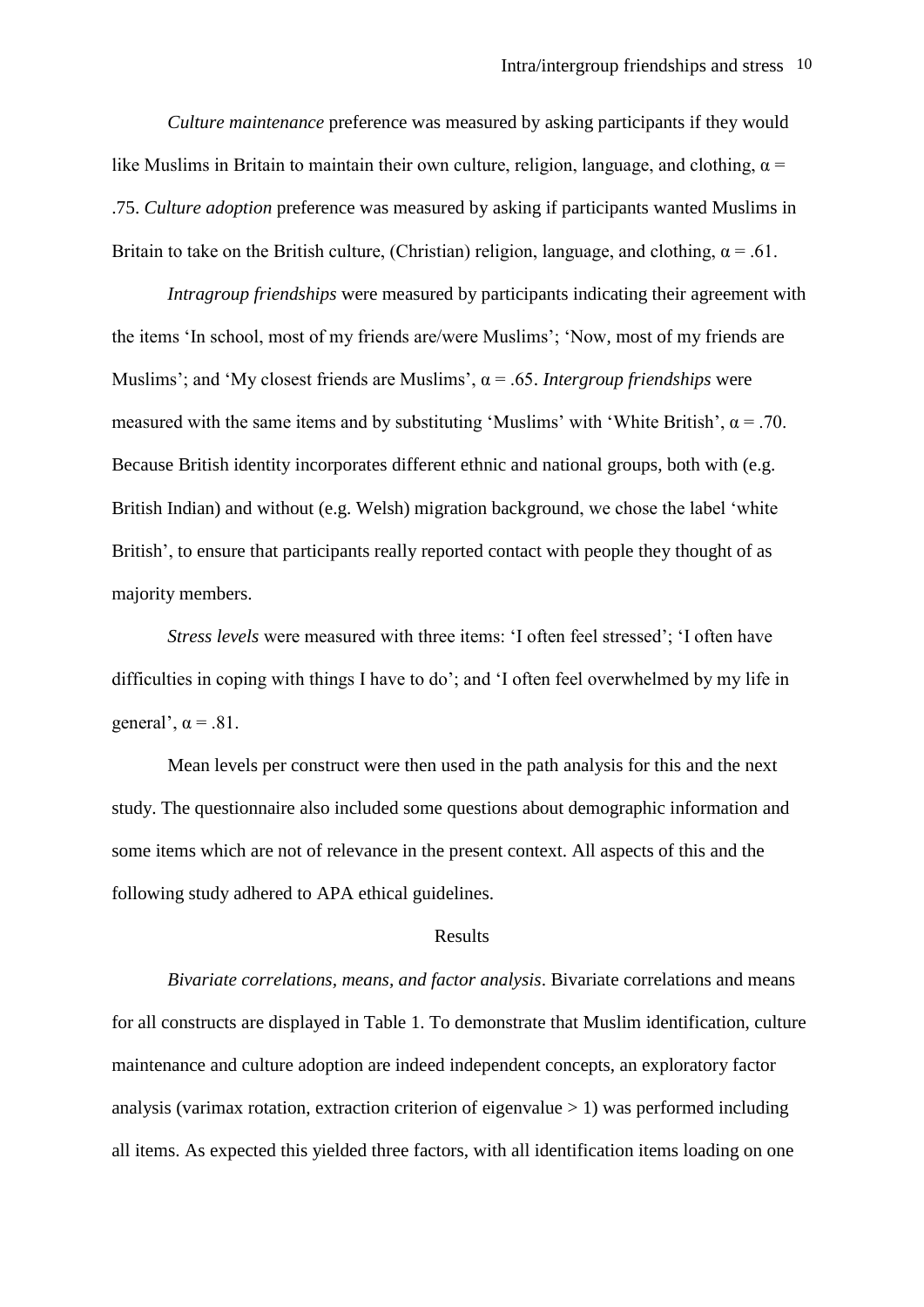*Culture maintenance* preference was measured by asking participants if they would like Muslims in Britain to maintain their own culture, religion, language, and clothing, $\alpha$ = .75. *Culture adoption* preference was measured by asking if participants wanted Muslims in Britain to take on the British culture, (Christian) religion, language, and clothing, $\alpha$ = .61.

*Intragroup friendships* were measured by participants indicating their agreement with the items 'In school, most of my friends are/were Muslims'; 'Now, most of my friends are Muslims'; and 'My closest friends are Muslims', $\alpha$ = .65. *Intergroup friendships* were measured with the same items and by substituting 'Muslims' with 'White British', $\alpha$ = .70. Because British identity incorporates different ethnic and national groups, both with (e.g. British Indian) and without (e.g. Welsh) migration background, we chose the label 'white British', to ensure that participants really reported contact with people they thought of as majority members.

*Stress levels* were measured with three items: 'I often feel stressed'; 'I often have difficulties in coping with things I have to do'; and 'I often feel overwhelmed by my life in general', $\alpha$ = .81.

Mean levels per construct were then used in the path analysis for this and the next study. The questionnaire also included some questions about demographic information and some items which are not of relevance in the present context. All aspects of this and the following study adhered to APA ethical guidelines.

## Results

*Bivariate correlations, means, and factor analysis*. Bivariate correlations and means for all constructs are displayed in Table 1. To demonstrate that Muslim identification, culture maintenance and culture adoption are indeed independent concepts, an exploratory factor analysis (varimax rotation, extraction criterion of eigenvalue > 1) was performed including all items. As expected this yielded three factors, with all identification items loading on one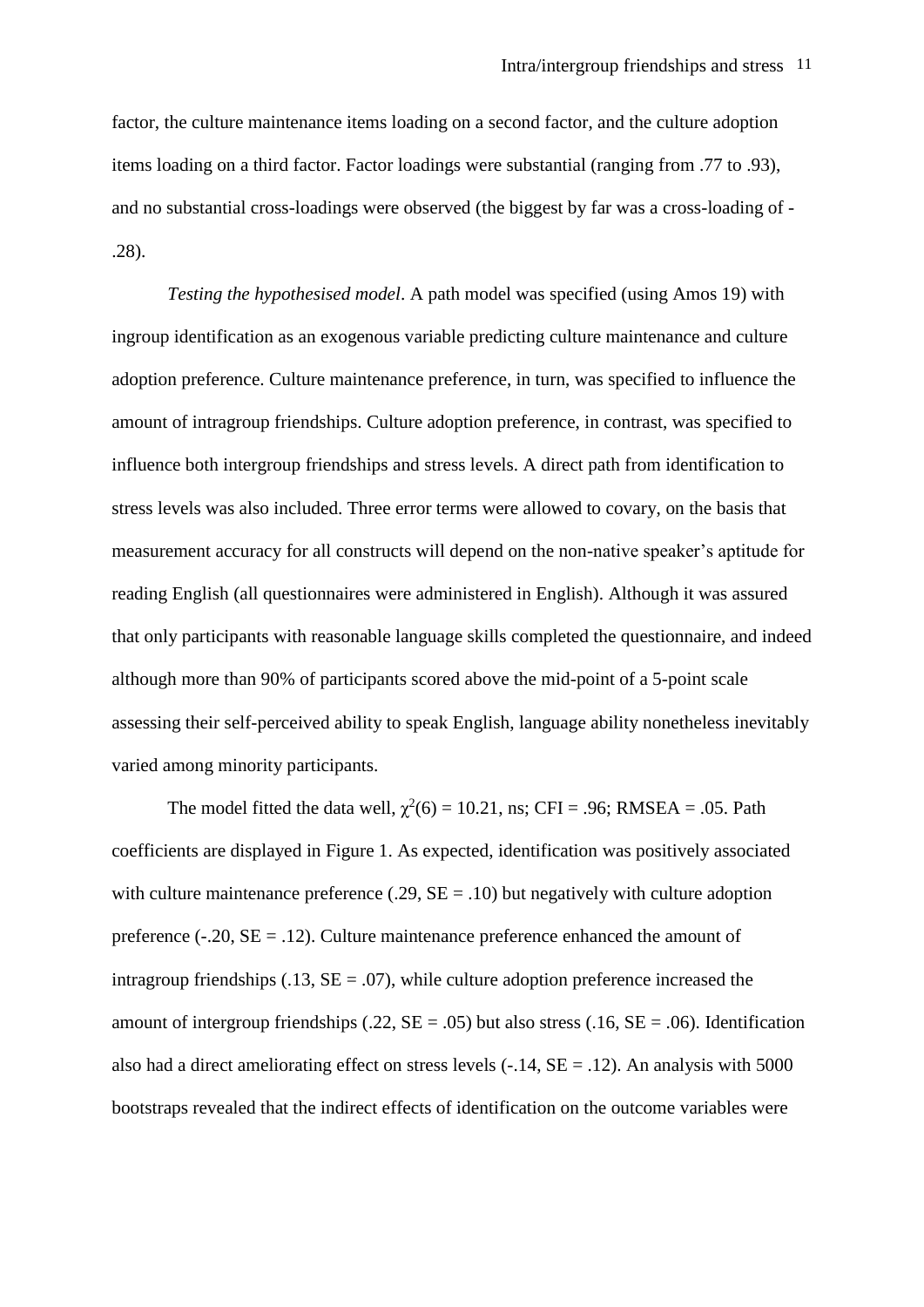factor, the culture maintenance items loading on a second factor, and the culture adoption items loading on a third factor. Factor loadings were substantial (ranging from .77 to .93), and no substantial cross-loadings were observed (the biggest by far was a cross-loading of -.28).

*Testing the hypothesised model*. A path model was specified (using Amos 19) with ingroup identification as an exogenous variable predicting culture maintenance and culture adoption preference. Culture maintenance preference, in turn, was specified to influence the amount of intragroup friendships. Culture adoption preference, in contrast, was specified to influence both intergroup friendships and stress levels. A direct path from identification to stress levels was also included. Three error terms were allowed to covary, on the basis that measurement accuracy for all constructs will depend on the non-native speaker's aptitude for reading English (all questionnaires were administered in English). Although it was assured that only participants with reasonable language skills completed the questionnaire, and indeed although more than 90% of participants scored above the mid-point of a 5-point scale assessing their self-perceived ability to speak English, language ability nonetheless inevitably varied among minority participants.

The model fitted the data well, $\chi^2(6) = 10.21$, ns; CFI = .96; RMSEA = .05. Path coefficients are displayed in Figure 1. As expected, identification was positively associated with culture maintenance preference (.29, SE = .10) but negatively with culture adoption preference (-.20, SE = .12). Culture maintenance preference enhanced the amount of intragroup friendships (.13, SE = .07), while culture adoption preference increased the amount of intergroup friendships (.22, SE = .05) but also stress (.16, SE = .06). Identification also had a direct ameliorating effect on stress levels (-.14, SE = .12). An analysis with 5000 bootstraps revealed that the indirect effects of identification on the outcome variables were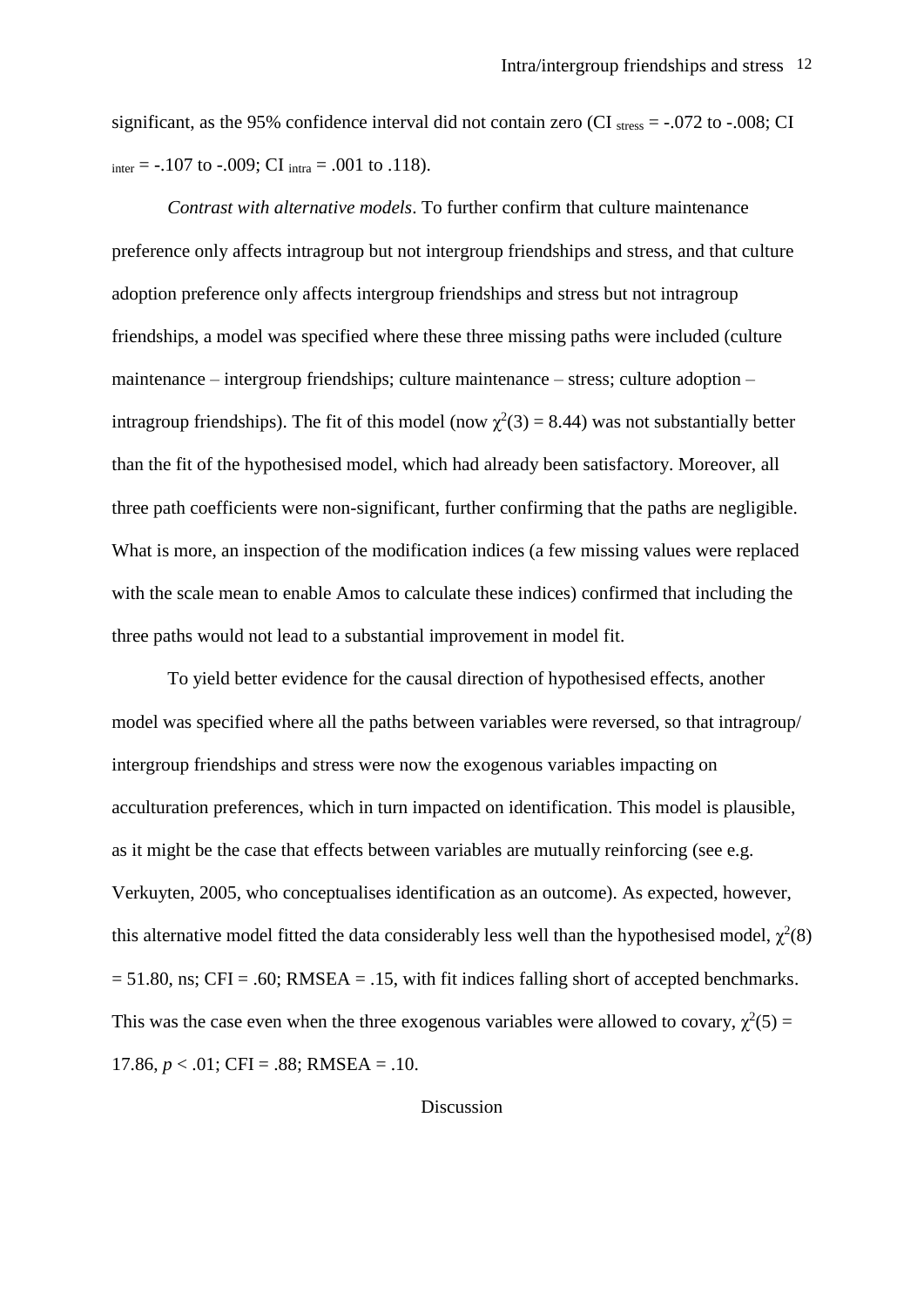significant, as the 95% confidence interval did not contain zero (CI $_{stress}$ = -.072 to -.008; CI $_{inter}$ = -.107 to -.009; CI $_{intra}$ = .001 to .118).

*Contrast with alternative models*. To further confirm that culture maintenance preference only affects intragroup but not intergroup friendships and stress, and that culture adoption preference only affects intergroup friendships and stress but not intragroup friendships, a model was specified where these three missing paths were included (culture maintenance – intergroup friendships; culture maintenance – stress; culture adoption – intragroup friendships). The fit of this model (now $\chi^2(3) = 8.44$) was not substantially better than the fit of the hypothesised model, which had already been satisfactory. Moreover, all three path coefficients were non-significant, further confirming that the paths are negligible. What is more, an inspection of the modification indices (a few missing values were replaced with the scale mean to enable Amos to calculate these indices) confirmed that including the three paths would not lead to a substantial improvement in model fit.

To yield better evidence for the causal direction of hypothesised effects, another model was specified where all the paths between variables were reversed, so that intragroup/ intergroup friendships and stress were now the exogenous variables impacting on acculturation preferences, which in turn impacted on identification. This model is plausible, as it might be the case that effects between variables are mutually reinforcing (see e.g. Verkuyten, 2005, who conceptualises identification as an outcome). As expected, however, this alternative model fitted the data considerably less well than the hypothesised model, $\chi^2(8) = 51.80$, ns; CFI = .60; RMSEA = .15, with fit indices falling short of accepted benchmarks. This was the case even when the three exogenous variables were allowed to covary, $\chi^2(5) = 17.86$, $p < .01$; CFI = .88; RMSEA = .10.

# Discussion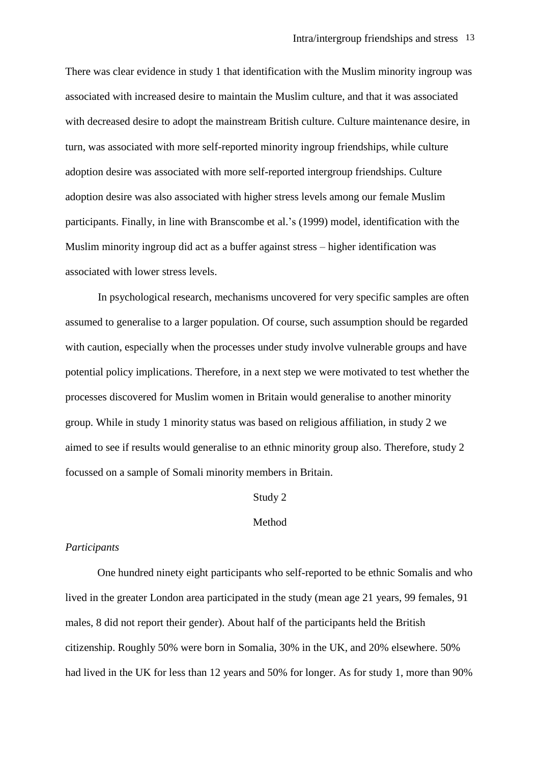There was clear evidence in study 1 that identification with the Muslim minority ingroup was associated with increased desire to maintain the Muslim culture, and that it was associated with decreased desire to adopt the mainstream British culture. Culture maintenance desire, in turn, was associated with more self-reported minority ingroup friendships, while culture adoption desire was associated with more self-reported intergroup friendships. Culture adoption desire was also associated with higher stress levels among our female Muslim participants. Finally, in line with Branscombe et al.'s (1999) model, identification with the Muslim minority ingroup did act as a buffer against stress – higher identification was associated with lower stress levels.

In psychological research, mechanisms uncovered for very specific samples are often assumed to generalise to a larger population. Of course, such assumption should be regarded with caution, especially when the processes under study involve vulnerable groups and have potential policy implications. Therefore, in a next step we were motivated to test whether the processes discovered for Muslim women in Britain would generalise to another minority group. While in study 1 minority status was based on religious affiliation, in study 2 we aimed to see if results would generalise to an ethnic minority group also. Therefore, study 2 focussed on a sample of Somali minority members in Britain.

## Study 2

### Method

*Participants*

One hundred ninety eight participants who self-reported to be ethnic Somalis and who lived in the greater London area participated in the study (mean age 21 years, 99 females, 91 males, 8 did not report their gender). About half of the participants held the British citizenship. Roughly 50% were born in Somalia, 30% in the UK, and 20% elsewhere. 50% had lived in the UK for less than 12 years and 50% for longer. As for study 1, more than 90%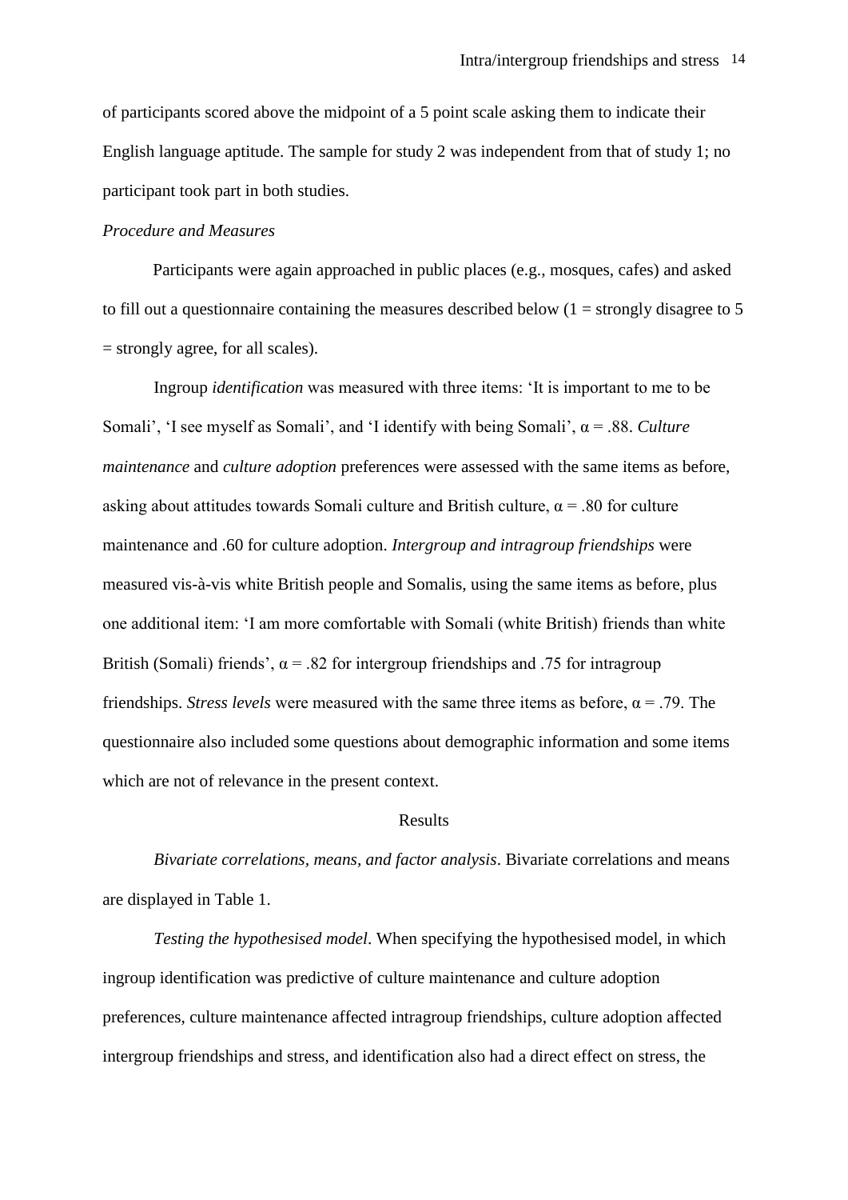of participants scored above the midpoint of a 5 point scale asking them to indicate their English language aptitude. The sample for study 2 was independent from that of study 1; no participant took part in both studies.

*Procedure and Measures*

Participants were again approached in public places (e.g., mosques, cafes) and asked to fill out a questionnaire containing the measures described below (1 = strongly disagree to 5 = strongly agree, for all scales).

Ingroup *identification* was measured with three items: 'It is important to me to be Somali', 'I see myself as Somali', and 'I identify with being Somali', $\alpha = .88$. *Culture maintenance* and *culture adoption* preferences were assessed with the same items as before, asking about attitudes towards Somali culture and British culture, $\alpha = .80$ for culture maintenance and .60 for culture adoption. *Intergroup and intragroup friendships* were measured vis-à-vis white British people and Somalis, using the same items as before, plus one additional item: 'I am more comfortable with Somali (white British) friends than white British (Somali) friends', $\alpha = .82$ for intergroup friendships and .75 for intragroup friendships. *Stress levels* were measured with the same three items as before, $\alpha = .79$. The questionnaire also included some questions about demographic information and some items which are not of relevance in the present context.

## Results

*Bivariate correlations, means, and factor analysis*. Bivariate correlations and means are displayed in Table 1.

*Testing the hypothesised model*. When specifying the hypothesised model, in which ingroup identification was predictive of culture maintenance and culture adoption preferences, culture maintenance affected intragroup friendships, culture adoption affected intergroup friendships and stress, and identification also had a direct effect on stress, the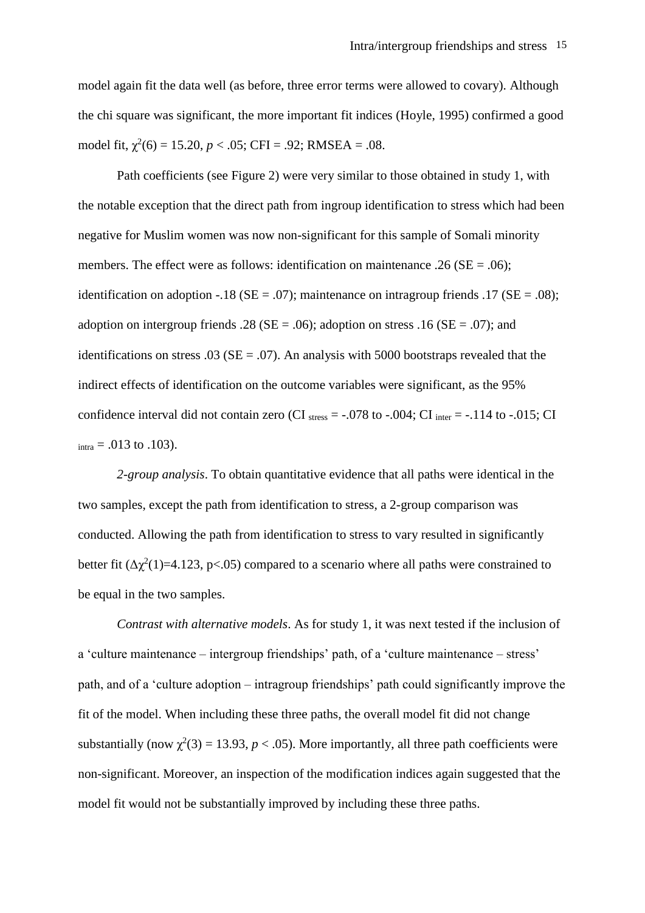model again fit the data well (as before, three error terms were allowed to covary). Although the chi square was significant, the more important fit indices (Hoyle, 1995) confirmed a good model fit, $\chi^2(6) = 15.20$, $p < .05$; CFI = .92; RMSEA = .08.

Path coefficients (see Figure 2) were very similar to those obtained in study 1, with the notable exception that the direct path from ingroup identification to stress which had been negative for Muslim women was now non-significant for this sample of Somali minority members. The effect were as follows: identification on maintenance .26 (SE = .06); identification on adoption -.18 (SE = .07); maintenance on intragroup friends .17 (SE = .08); adoption on intergroup friends .28 (SE = .06); adoption on stress .16 (SE = .07); and identifications on stress .03 (SE = .07). An analysis with 5000 bootstraps revealed that the indirect effects of identification on the outcome variables were significant, as the 95% confidence interval did not contain zero ($CI_{stress}$ = -.078 to -.004; $CI_{inter}$ = -.114 to -.015; $CI_{intra}$ = .013 to .103).

*2-group analysis*. To obtain quantitative evidence that all paths were identical in the two samples, except the path from identification to stress, a 2-group comparison was conducted. Allowing the path from identification to stress to vary resulted in significantly better fit ($\Delta\chi^2(1)=4.123$, $p<.05$) compared to a scenario where all paths were constrained to be equal in the two samples.

*Contrast with alternative models*. As for study 1, it was next tested if the inclusion of a 'culture maintenance – intergroup friendships' path, of a 'culture maintenance – stress' path, and of a 'culture adoption – intragroup friendships' path could significantly improve the fit of the model. When including these three paths, the overall model fit did not change substantially (now $\chi^2(3) = 13.93$, $p < .05$). More importantly, all three path coefficients were non-significant. Moreover, an inspection of the modification indices again suggested that the model fit would not be substantially improved by including these three paths.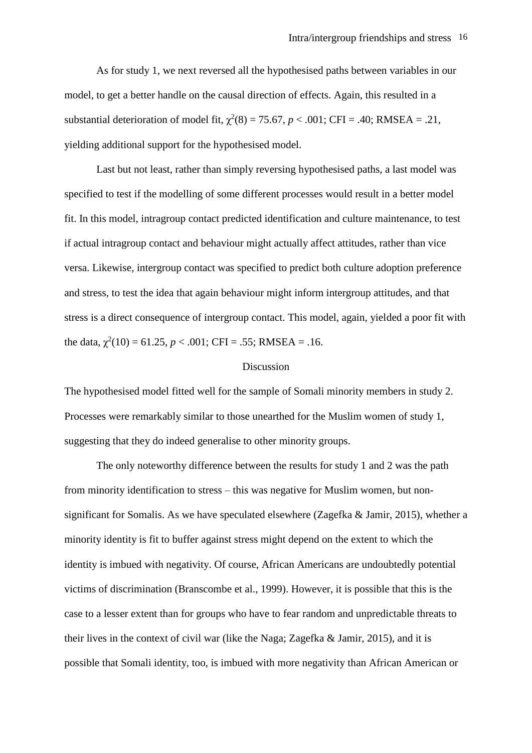As for study 1, we next reversed all the hypothesised paths between variables in our model, to get a better handle on the causal direction of effects. Again, this resulted in a substantial deterioration of model fit, $\chi^2(8) = 75.67$, $p < .001$; CFI = .40; RMSEA = .21, yielding additional support for the hypothesised model.

Last but not least, rather than simply reversing hypothesised paths, a last model was specified to test if the modelling of some different processes would result in a better model fit. In this model, intragroup contact predicted identification and culture maintenance, to test if actual intragroup contact and behaviour might actually affect attitudes, rather than vice versa. Likewise, intergroup contact was specified to predict both culture adoption preference and stress, to test the idea that again behaviour might inform intergroup attitudes, and that stress is a direct consequence of intergroup contact. This model, again, yielded a poor fit with the data, $\chi^2(10) = 61.25$, $p < .001$; CFI = .55; RMSEA = .16.

## Discussion

The hypothesised model fitted well for the sample of Somali minority members in study 2. Processes were remarkably similar to those unearthed for the Muslim women of study 1, suggesting that they do indeed generalise to other minority groups.

The only noteworthy difference between the results for study 1 and 2 was the path from minority identification to stress – this was negative for Muslim women, but non-significant for Somalis. As we have speculated elsewhere (Zagefka & Jamir, 2015), whether a minority identity is fit to buffer against stress might depend on the extent to which the identity is imbued with negativity. Of course, African Americans are undoubtedly potential victims of discrimination (Branscombe et al., 1999). However, it is possible that this is the case to a lesser extent than for groups who have to fear random and unpredictable threats to their lives in the context of civil war (like the Naga; Zagefka & Jamir, 2015), and it is possible that Somali identity, too, is imbued with more negativity than African American or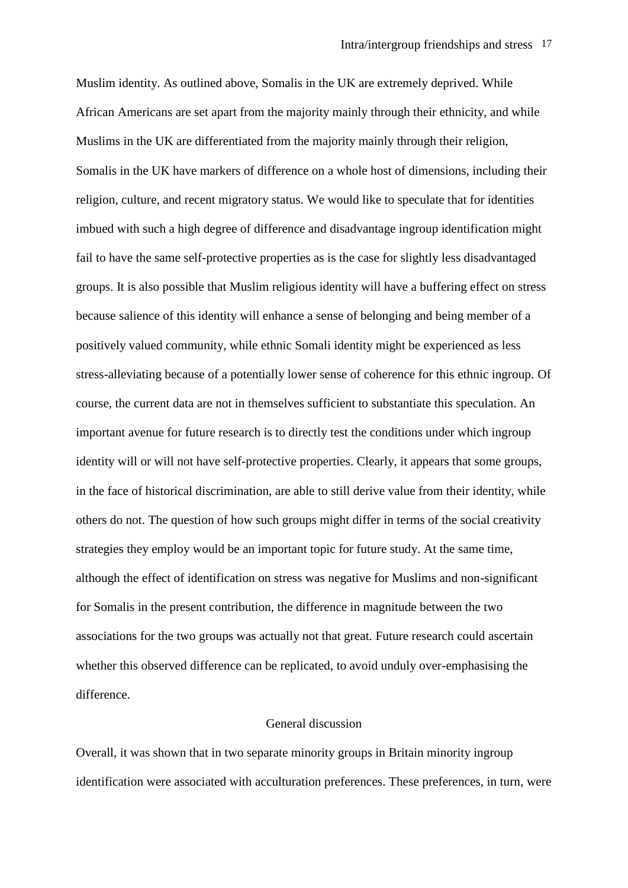Muslim identity. As outlined above, Somalis in the UK are extremely deprived. While African Americans are set apart from the majority mainly through their ethnicity, and while Muslims in the UK are differentiated from the majority mainly through their religion, Somalis in the UK have markers of difference on a whole host of dimensions, including their religion, culture, and recent migratory status. We would like to speculate that for identities imbued with such a high degree of difference and disadvantage ingroup identification might fail to have the same self-protective properties as is the case for slightly less disadvantaged groups. It is also possible that Muslim religious identity will have a buffering effect on stress because salience of this identity will enhance a sense of belonging and being member of a positively valued community, while ethnic Somali identity might be experienced as less stress-alleviating because of a potentially lower sense of coherence for this ethnic ingroup. Of course, the current data are not in themselves sufficient to substantiate this speculation. An important avenue for future research is to directly test the conditions under which ingroup identity will or will not have self-protective properties. Clearly, it appears that some groups, in the face of historical discrimination, are able to still derive value from their identity, while others do not. The question of how such groups might differ in terms of the social creativity strategies they employ would be an important topic for future study. At the same time, although the effect of identification on stress was negative for Muslims and non-significant for Somalis in the present contribution, the difference in magnitude between the two associations for the two groups was actually not that great. Future research could ascertain whether this observed difference can be replicated, to avoid unduly over-emphasising the difference.

## General discussion

Overall, it was shown that in two separate minority groups in Britain minority ingroup identification were associated with acculturation preferences. These preferences, in turn, were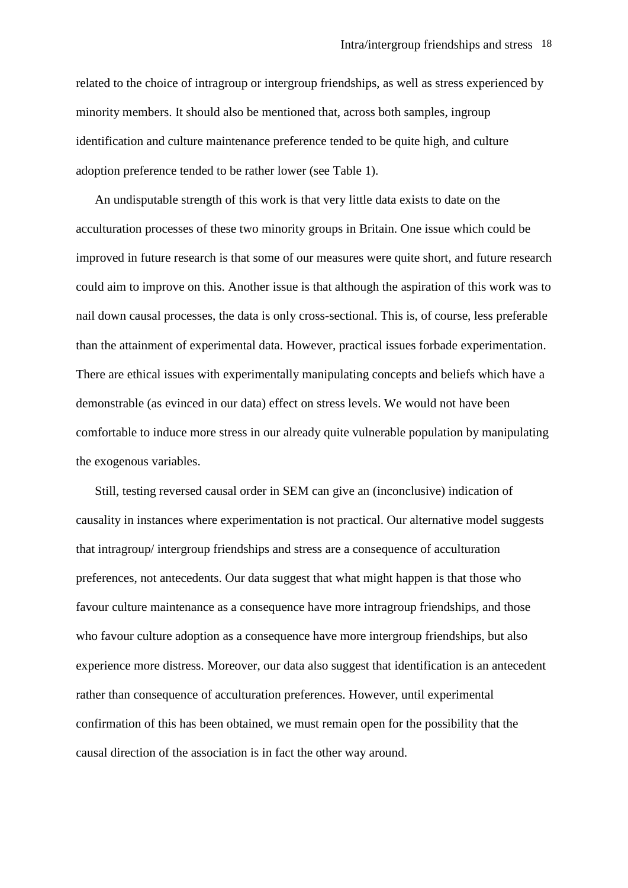related to the choice of intragroup or intergroup friendships, as well as stress experienced by minority members. It should also be mentioned that, across both samples, ingroup identification and culture maintenance preference tended to be quite high, and culture adoption preference tended to be rather lower (see Table 1).

An undisputable strength of this work is that very little data exists to date on the acculturation processes of these two minority groups in Britain. One issue which could be improved in future research is that some of our measures were quite short, and future research could aim to improve on this. Another issue is that although the aspiration of this work was to nail down causal processes, the data is only cross-sectional. This is, of course, less preferable than the attainment of experimental data. However, practical issues forbade experimentation. There are ethical issues with experimentally manipulating concepts and beliefs which have a demonstrable (as evinced in our data) effect on stress levels. We would not have been comfortable to induce more stress in our already quite vulnerable population by manipulating the exogenous variables.

Still, testing reversed causal order in SEM can give an (inconclusive) indication of causality in instances where experimentation is not practical. Our alternative model suggests that intragroup/ intergroup friendships and stress are a consequence of acculturation preferences, not antecedents. Our data suggest that what might happen is that those who favour culture maintenance as a consequence have more intragroup friendships, and those who favour culture adoption as a consequence have more intergroup friendships, but also experience more distress. Moreover, our data also suggest that identification is an antecedent rather than consequence of acculturation preferences. However, until experimental confirmation of this has been obtained, we must remain open for the possibility that the causal direction of the association is in fact the other way around.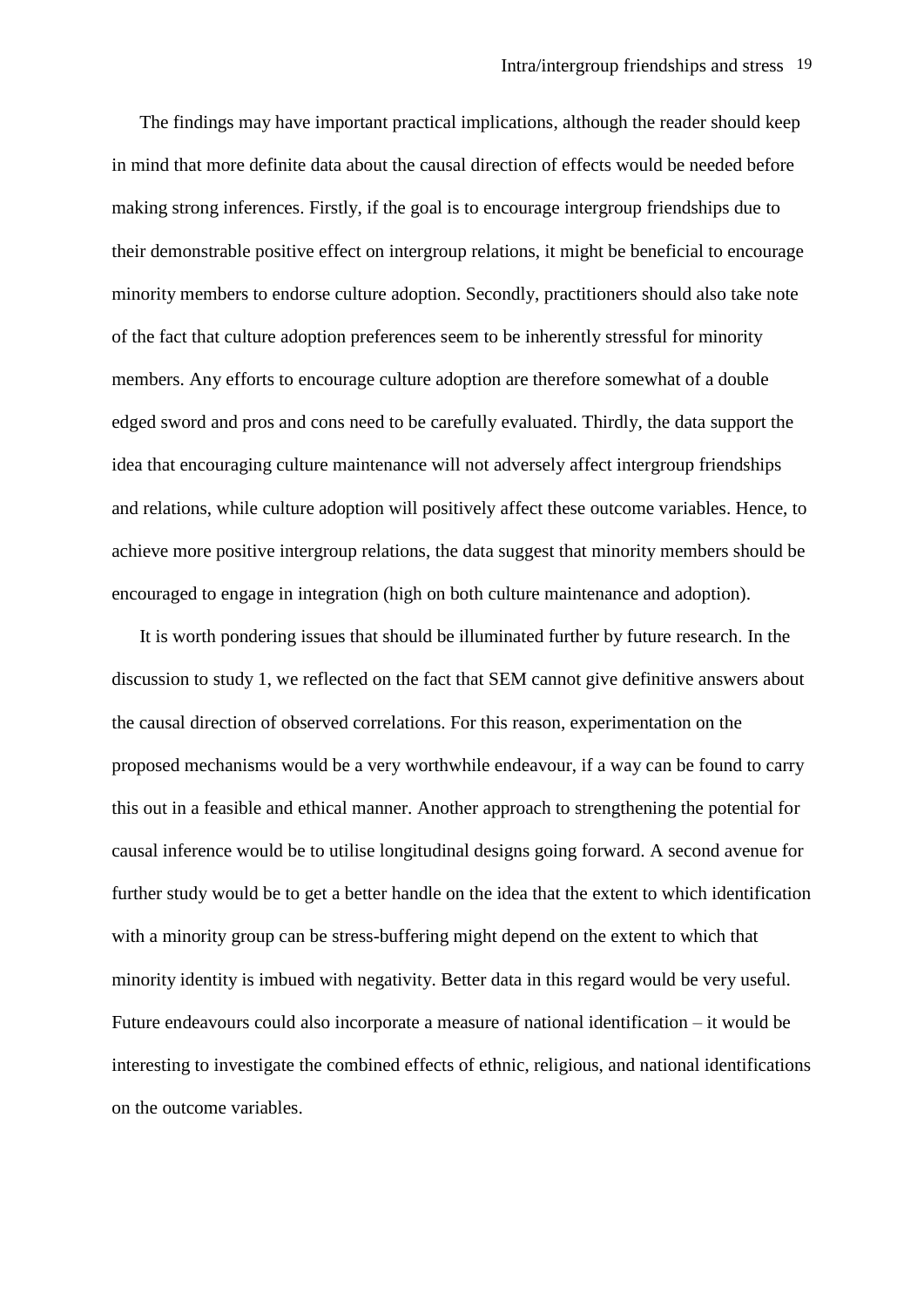The findings may have important practical implications, although the reader should keep in mind that more definite data about the causal direction of effects would be needed before making strong inferences. Firstly, if the goal is to encourage intergroup friendships due to their demonstrable positive effect on intergroup relations, it might be beneficial to encourage minority members to endorse culture adoption. Secondly, practitioners should also take note of the fact that culture adoption preferences seem to be inherently stressful for minority members. Any efforts to encourage culture adoption are therefore somewhat of a double edged sword and pros and cons need to be carefully evaluated. Thirdly, the data support the idea that encouraging culture maintenance will not adversely affect intergroup friendships and relations, while culture adoption will positively affect these outcome variables. Hence, to achieve more positive intergroup relations, the data suggest that minority members should be encouraged to engage in integration (high on both culture maintenance and adoption).

It is worth pondering issues that should be illuminated further by future research. In the discussion to study 1, we reflected on the fact that SEM cannot give definitive answers about the causal direction of observed correlations. For this reason, experimentation on the proposed mechanisms would be a very worthwhile endeavour, if a way can be found to carry this out in a feasible and ethical manner. Another approach to strengthening the potential for causal inference would be to utilise longitudinal designs going forward. A second avenue for further study would be to get a better handle on the idea that the extent to which identification with a minority group can be stress-buffering might depend on the extent to which that minority identity is imbued with negativity. Better data in this regard would be very useful. Future endeavours could also incorporate a measure of national identification – it would be interesting to investigate the combined effects of ethnic, religious, and national identifications on the outcome variables.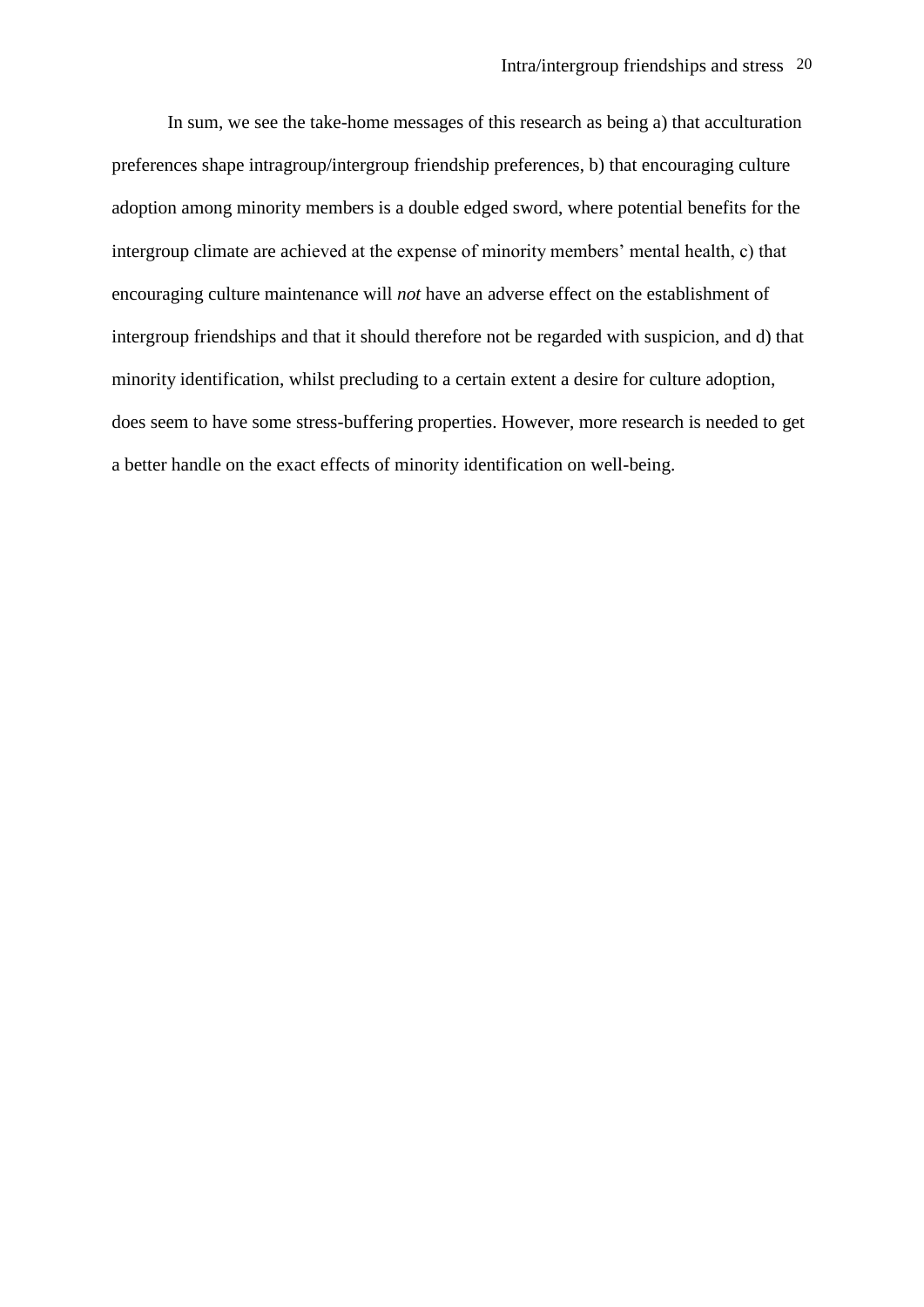In sum, we see the take-home messages of this research as being a) that acculturation preferences shape intragroup/intergroup friendship preferences, b) that encouraging culture adoption among minority members is a double edged sword, where potential benefits for the intergroup climate are achieved at the expense of minority members' mental health, c) that encouraging culture maintenance will *not* have an adverse effect on the establishment of intergroup friendships and that it should therefore not be regarded with suspicion, and d) that minority identification, whilst precluding to a certain extent a desire for culture adoption, does seem to have some stress-buffering properties. However, more research is needed to get a better handle on the exact effects of minority identification on well-being.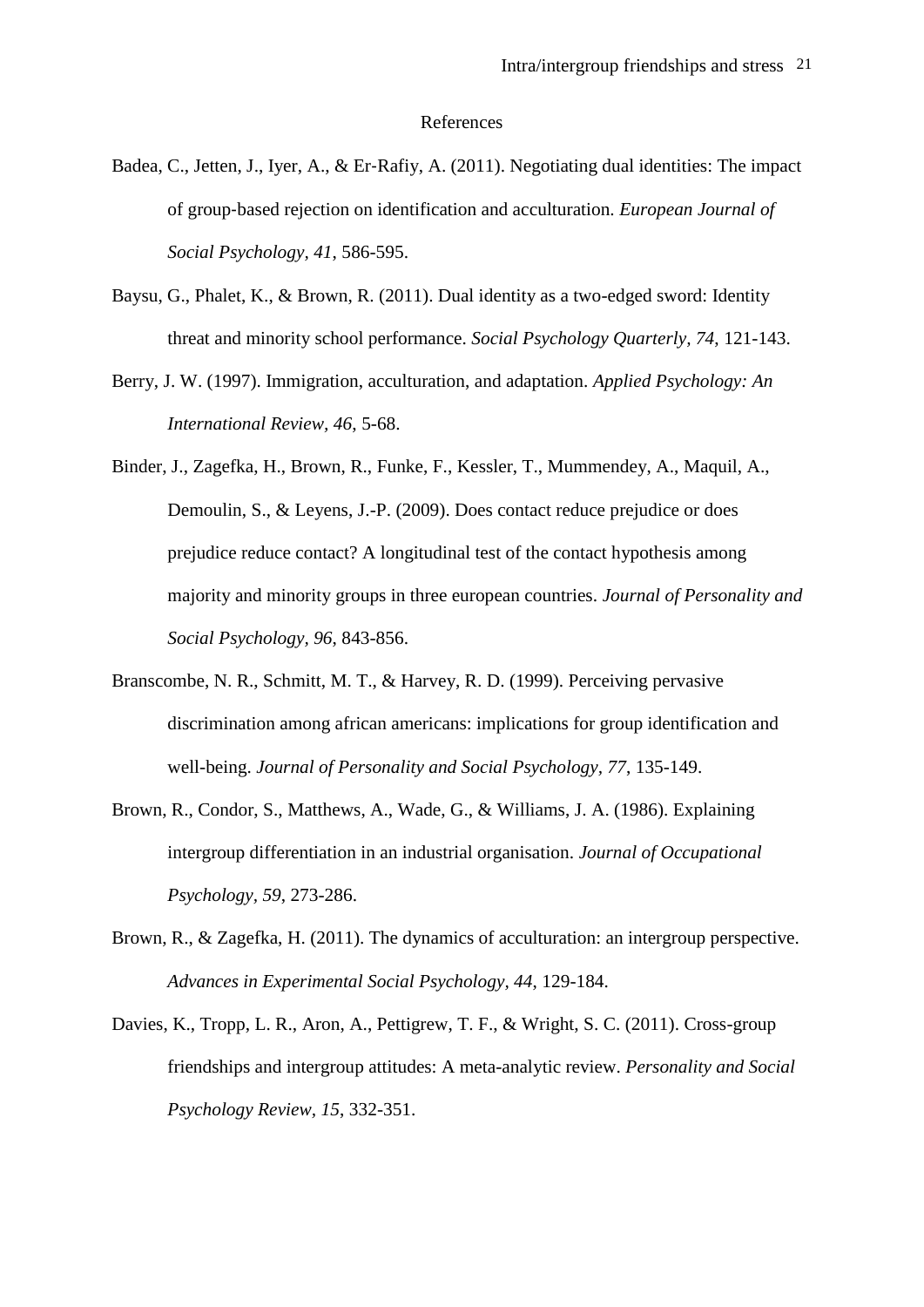# References

Badea, C., Jetten, J., Iyer, A., & Er-Rafiy, A. (2011). Negotiating dual identities: The impact of group-based rejection on identification and acculturation. *European Journal of Social Psychology, 41*, 586-595.

Baysu, G., Phalet, K., & Brown, R. (2011). Dual identity as a two-edged sword: Identity threat and minority school performance. *Social Psychology Quarterly, 74*, 121-143.

Berry, J. W. (1997). Immigration, acculturation, and adaptation. *Applied Psychology: An International Review, 46*, 5-68.

Binder, J., Zagefka, H., Brown, R., Funke, F., Kessler, T., Mummendey, A., Maquil, A., Demoulin, S., & Leyens, J.-P. (2009). Does contact reduce prejudice or does prejudice reduce contact? A longitudinal test of the contact hypothesis among majority and minority groups in three european countries. *Journal of Personality and Social Psychology, 96*, 843-856.

Branscombe, N. R., Schmitt, M. T., & Harvey, R. D. (1999). Perceiving pervasive discrimination among african americans: implications for group identification and well-being. *Journal of Personality and Social Psychology, 77*, 135-149.

Brown, R., Condor, S., Matthews, A., Wade, G., & Williams, J. A. (1986). Explaining intergroup differentiation in an industrial organisation. *Journal of Occupational Psychology, 59*, 273-286.

Brown, R., & Zagefka, H. (2011). The dynamics of acculturation: an intergroup perspective. *Advances in Experimental Social Psychology, 44*, 129-184.

Davies, K., Tropp, L. R., Aron, A., Pettigrew, T. F., & Wright, S. C. (2011). Cross-group friendships and intergroup attitudes: A meta-analytic review. *Personality and Social Psychology Review, 15*, 332-351.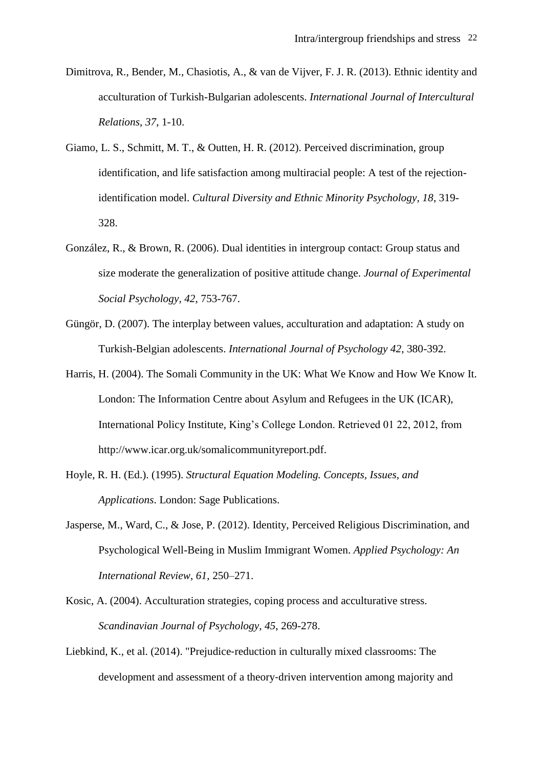Dimitrova, R., Bender, M., Chasiotis, A., & van de Vijver, F. J. R. (2013). Ethnic identity and acculturation of Turkish-Bulgarian adolescents. *International Journal of Intercultural Relations*, *37*, 1-10.

Giamo, L. S., Schmitt, M. T., & Outten, H. R. (2012). Perceived discrimination, group identification, and life satisfaction among multiracial people: A test of the rejection-identification model. *Cultural Diversity and Ethnic Minority Psychology, 18*, 319-328.

González, R., & Brown, R. (2006). Dual identities in intergroup contact: Group status and size moderate the generalization of positive attitude change. *Journal of Experimental Social Psychology, 42*, 753-767.

Güngör, D. (2007). The interplay between values, acculturation and adaptation: A study on Turkish-Belgian adolescents. *International Journal of Psychology 42*, 380-392.

Harris, H. (2004). The Somali Community in the UK: What We Know and How We Know It. London: The Information Centre about Asylum and Refugees in the UK (ICAR), International Policy Institute, King's College London. Retrieved 01 22, 2012, from http://www.icar.org.uk/somalicommunityreport.pdf.

Hoyle, R. H. (Ed.). (1995). *Structural Equation Modeling. Concepts, Issues, and Applications*. London: Sage Publications.

Jasperse, M., Ward, C., & Jose, P. (2012). Identity, Perceived Religious Discrimination, and Psychological Well-Being in Muslim Immigrant Women. *Applied Psychology: An International Review, 61*, 250–271.

Kosic, A. (2004). Acculturation strategies, coping process and acculturative stress. *Scandinavian Journal of Psychology, 45*, 269-278.

Liebkind, K., et al. (2014). "Prejudice-reduction in culturally mixed classrooms: The development and assessment of a theory-driven intervention among majority and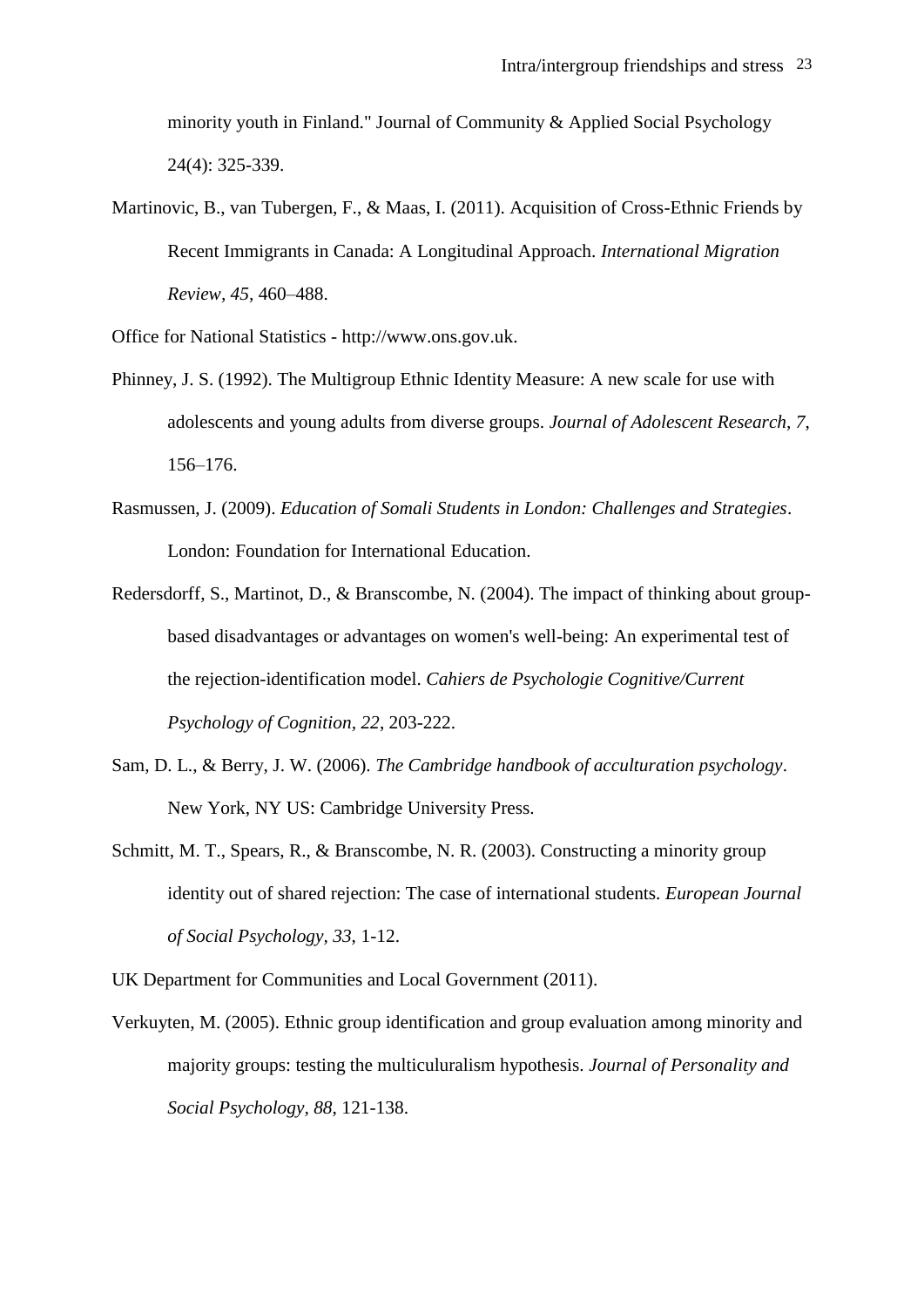minority youth in Finland." Journal of Community & Applied Social Psychology 24(4): 325-339.

Martinovic, B., van Tubergen, F., & Maas, I. (2011). Acquisition of Cross-Ethnic Friends by Recent Immigrants in Canada: A Longitudinal Approach. *International Migration Review, 45,* 460–488.

Office for National Statistics - http://www.ons.gov.uk.

Phinney, J. S. (1992). The Multigroup Ethnic Identity Measure: A new scale for use with adolescents and young adults from diverse groups. *Journal of Adolescent Research, 7*, 156–176.

Rasmussen, J. (2009). *Education of Somali Students in London: Challenges and Strategies*. London: Foundation for International Education.

Redersdorff, S., Martinot, D., & Branscombe, N. (2004). The impact of thinking about group-based disadvantages or advantages on women's well-being: An experimental test of the rejection-identification model. *Cahiers de Psychologie Cognitive/Current Psychology of Cognition, 22*, 203-222.

Sam, D. L., & Berry, J. W. (2006). *The Cambridge handbook of acculturation psychology*. New York, NY US: Cambridge University Press.

Schmitt, M. T., Spears, R., & Branscombe, N. R. (2003). Constructing a minority group identity out of shared rejection: The case of international students. *European Journal of Social Psychology, 33,* 1-12.

UK Department for Communities and Local Government (2011).

Verkuyten, M. (2005). Ethnic group identification and group evaluation among minority and majority groups: testing the multiculuralism hypothesis. *Journal of Personality and Social Psychology, 88*, 121-138.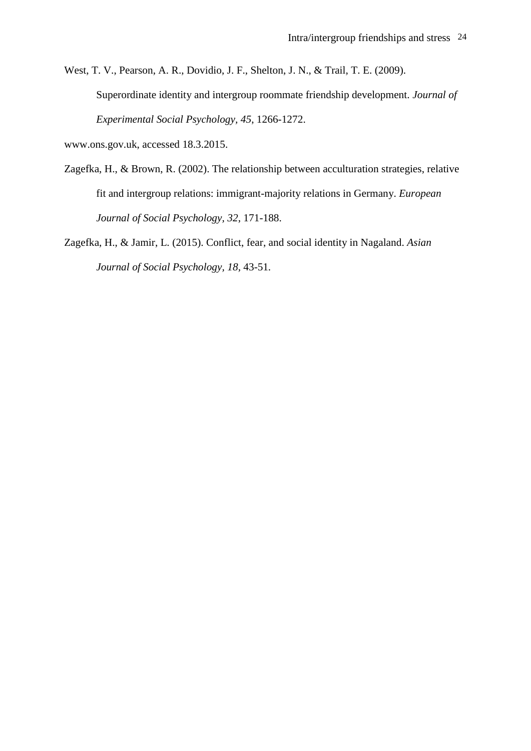West, T. V., Pearson, A. R., Dovidio, J. F., Shelton, J. N., & Trail, T. E. (2009). Superordinate identity and intergroup roommate friendship development. *Journal of Experimental Social Psychology, 45*, 1266-1272.

www.ons.gov.uk, accessed 18.3.2015.

Zagefka, H., & Brown, R. (2002). The relationship between acculturation strategies, relative fit and intergroup relations: immigrant-majority relations in Germany. *European Journal of Social Psychology, 32*, 171-188.

Zagefka, H., & Jamir, L. (2015). Conflict, fear, and social identity in Nagaland. *Asian Journal of Social Psychology, 18*, 43-51.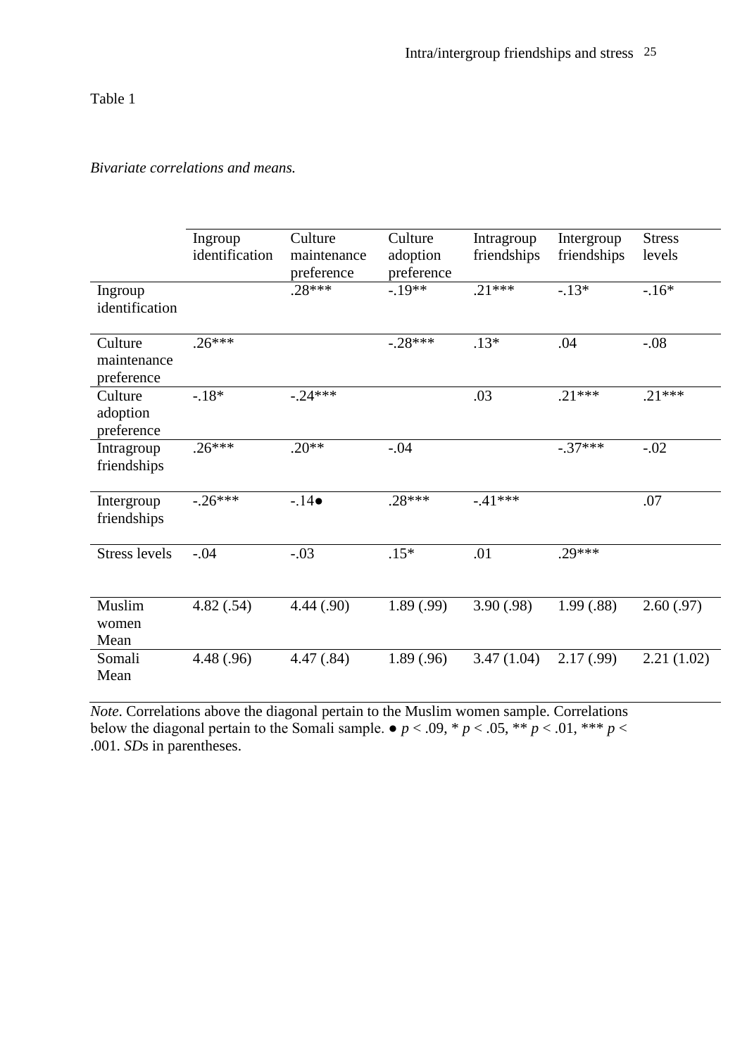Table 1

*Bivariate correlations and means.*

| | Ingroup identification | Culture maintenance preference | Culture adoption preference | Intragroup friendships | Intergroup friendships | Stress levels |
|---|---|---|---|---|---|---|
| Ingroup identification | | .28*** | -.19** | .21*** | -.13* | -.16* |
| Culture maintenance preference | .26*** | | -.28*** | .13* | .04 | -.08 |
| Culture adoption preference | -.18* | -.24*** | | .03 | .21*** | .21*** |
| Intragroup friendships | .26*** | .20** | -.04 | | -.37*** | -.02 |
| Intergroup friendships | -.26*** | -.14● | .28*** | -.41*** | | .07 |
| Stress levels | -.04 | -.03 | .15* | .01 | .29*** | |
| Muslim women Mean | 4.82 (.54) | 4.44 (.90) | 1.89 (.99) | 3.90 (.98) | 1.99 (.88) | 2.60 (.97) |
| Somali Mean | 4.48 (.96) | 4.47 (.84) | 1.89 (.96) | 3.47 (1.04) | 2.17 (.99) | 2.21 (1.02) |

*Note.* Correlations above the diagonal pertain to the Muslim women sample. Correlations below the diagonal pertain to the Somali sample. ● $p < .09$, * $p < .05$, ** $p < .01$, *** $p < .001$. *SD*s in parentheses.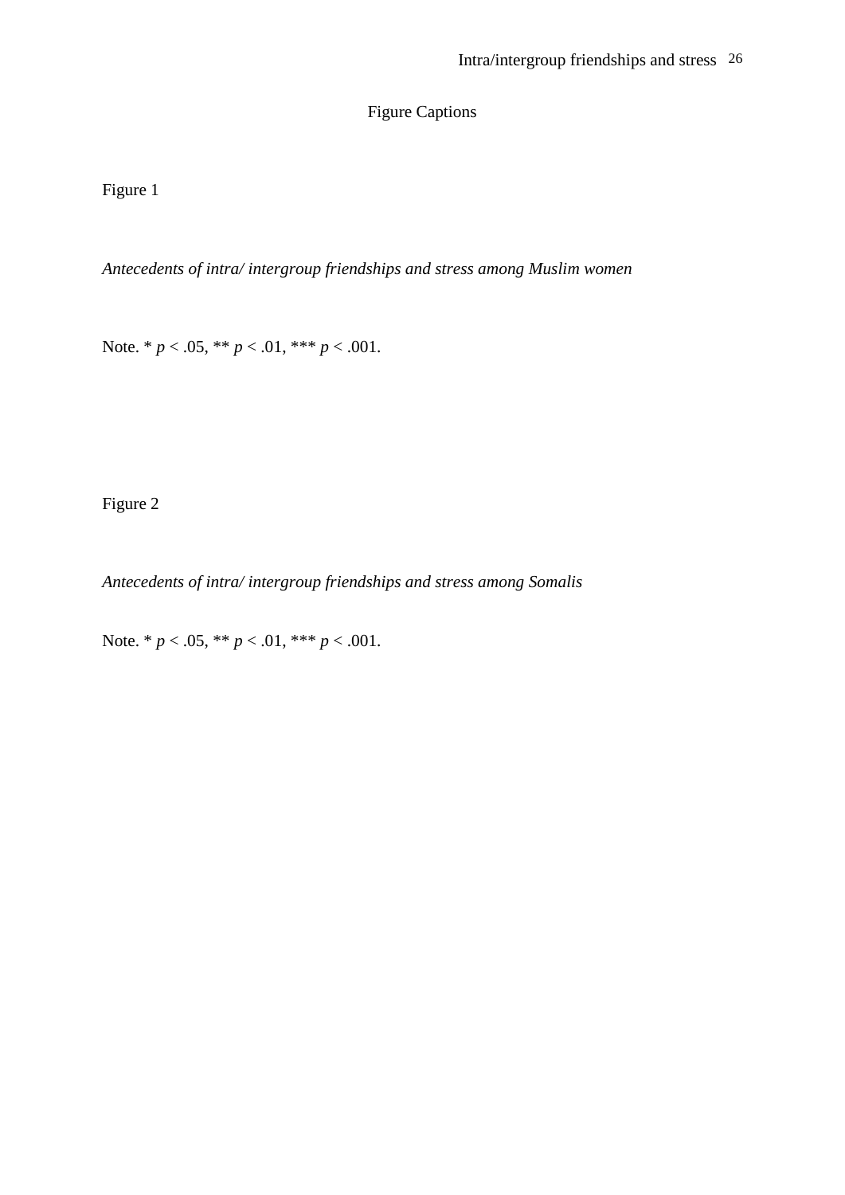# Figure Captions

Figure 1

*Antecedents of intra/ intergroup friendships and stress among Muslim women*

Note. * $p < .05$, ** $p < .01$, *** $p < .001$.

Figure 2

*Antecedents of intra/ intergroup friendships and stress among Somalis*

Note. * $p < .05$, ** $p < .01$, *** $p < .001$.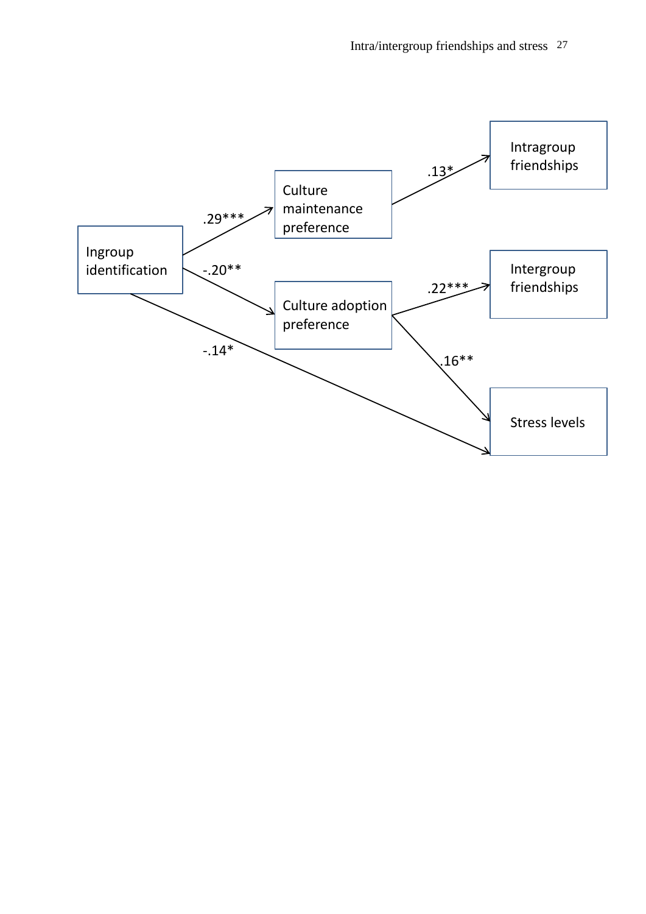Ingroup identification

Culture maintenance preference

Culture adoption preference

Intragroup friendships

Intergroup friendships

Stress levels

.29***

-.20**

-.14*

.13*

.22***

.16**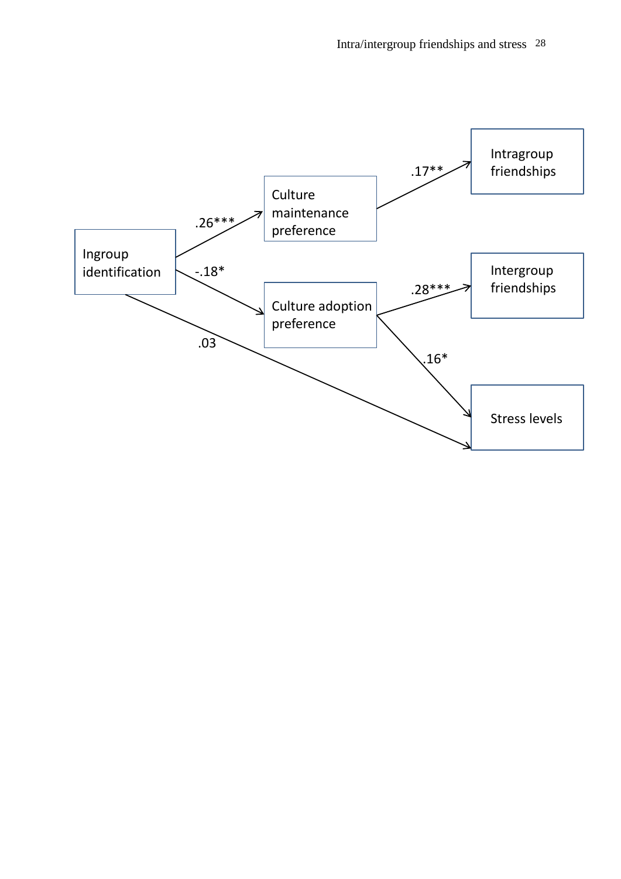Intragroup friendships

.17**

Culture maintenance preference

.26***

Ingroup identification

-.18*

Intergroup friendships

.28***

Culture adoption preference

.03

.16*

Stress levels